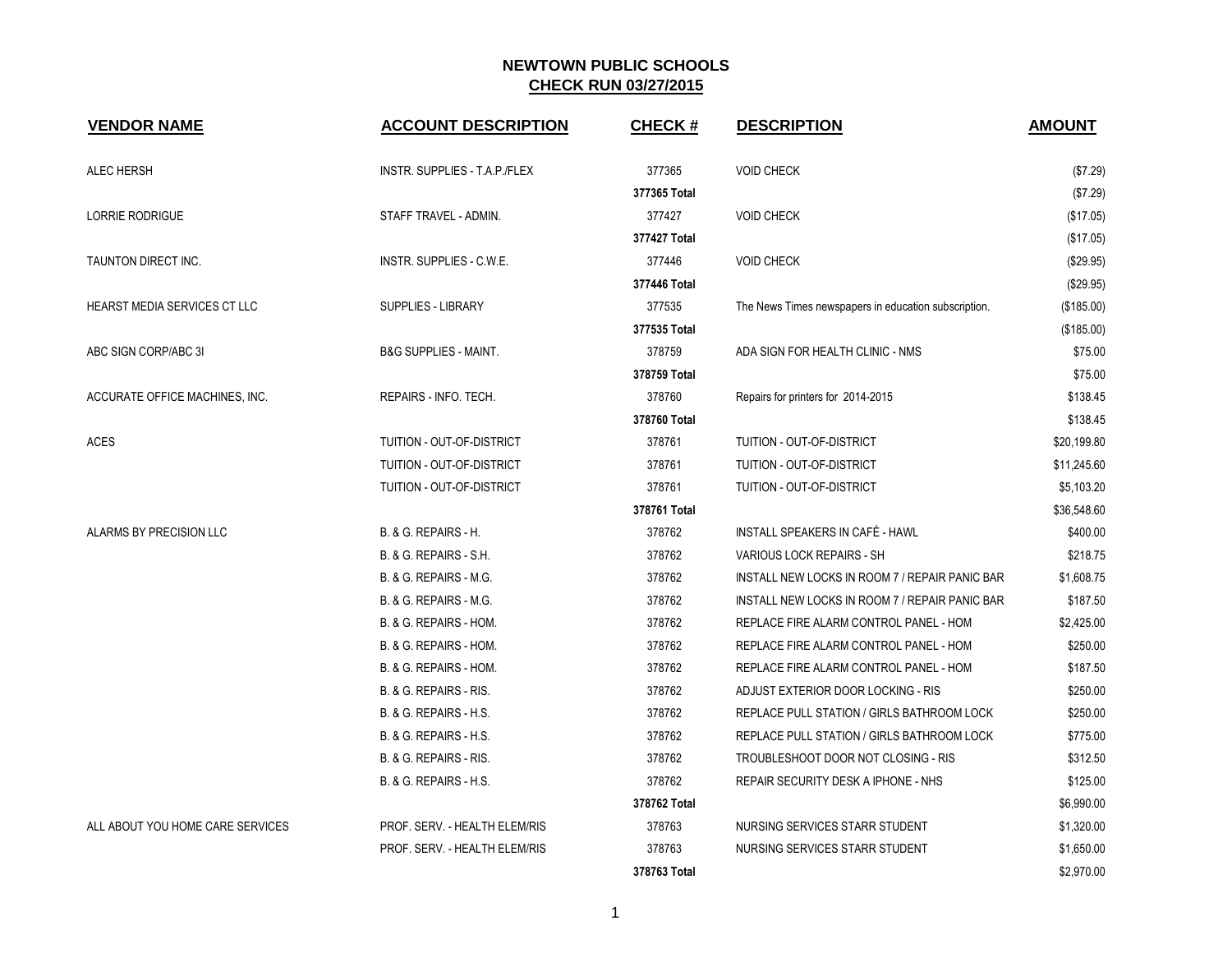# NEWTOWN PUBLIC SCHOOLS

## CHECK RUN 03/27/2015

| VENDOR NAME | ACCOUNT DESCRIPTION | CHECK # | DESCRIPTION | AMOUNT |
|---|---|---|---|---|
| ALEC HERSH | INSTR. SUPPLIES - T.A.P./FLEX | 377365 | VOID CHECK | ($7.29) |
| | | **377365 Total** | | ($7.29) |
| LORRIE RODRIGUE | STAFF TRAVEL - ADMIN. | 377427 | VOID CHECK | ($17.05) |
| | | **377427 Total** | | ($17.05) |
| TAUNTON DIRECT INC. | INSTR. SUPPLIES - C.W.E. | 377446 | VOID CHECK | ($29.95) |
| | | **377446 Total** | | ($29.95) |
| HEARST MEDIA SERVICES CT LLC | SUPPLIES - LIBRARY | 377535 | The News Times newspapers in education subscription. | ($185.00) |
| | | **377535 Total** | | ($185.00) |
| ABC SIGN CORP/ABC 3I | B&G SUPPLIES - MAINT. | 378759 | ADA SIGN FOR HEALTH CLINIC - NMS | $75.00 |
| | | **378759 Total** | | $75.00 |
| ACCURATE OFFICE MACHINES, INC. | REPAIRS - INFO. TECH. | 378760 | Repairs for printers for 2014-2015 | $138.45 |
| | | **378760 Total** | | $138.45 |
| ACES | TUITION - OUT-OF-DISTRICT | 378761 | TUITION - OUT-OF-DISTRICT | $20,199.80 |
| | TUITION - OUT-OF-DISTRICT | 378761 | TUITION - OUT-OF-DISTRICT | $11,245.60 |
| | TUITION - OUT-OF-DISTRICT | 378761 | TUITION - OUT-OF-DISTRICT | $5,103.20 |
| | | **378761 Total** | | $36,548.60 |
| ALARMS BY PRECISION LLC | B. & G. REPAIRS - H. | 378762 | INSTALL SPEAKERS IN CAFÉ - HAWL | $400.00 |
| | B. & G. REPAIRS - S.H. | 378762 | VARIOUS LOCK REPAIRS - SH | $218.75 |
| | B. & G. REPAIRS - M.G. | 378762 | INSTALL NEW LOCKS IN ROOM 7 / REPAIR PANIC BAR | $1,608.75 |
| | B. & G. REPAIRS - M.G. | 378762 | INSTALL NEW LOCKS IN ROOM 7 / REPAIR PANIC BAR | $187.50 |
| | B. & G. REPAIRS - HOM. | 378762 | REPLACE FIRE ALARM CONTROL PANEL - HOM | $2,425.00 |
| | B. & G. REPAIRS - HOM. | 378762 | REPLACE FIRE ALARM CONTROL PANEL - HOM | $250.00 |
| | B. & G. REPAIRS - HOM. | 378762 | REPLACE FIRE ALARM CONTROL PANEL - HOM | $187.50 |
| | B. & G. REPAIRS - RIS. | 378762 | ADJUST EXTERIOR DOOR LOCKING - RIS | $250.00 |
| | B. & G. REPAIRS - H.S. | 378762 | REPLACE PULL STATION / GIRLS BATHROOM LOCK | $250.00 |
| | B. & G. REPAIRS - H.S. | 378762 | REPLACE PULL STATION / GIRLS BATHROOM LOCK | $775.00 |
| | B. & G. REPAIRS - RIS. | 378762 | TROUBLESHOOT DOOR NOT CLOSING - RIS | $312.50 |
| | B. & G. REPAIRS - H.S. | 378762 | REPAIR SECURITY DESK A IPHONE - NHS | $125.00 |
| | | **378762 Total** | | $6,990.00 |
| ALL ABOUT YOU HOME CARE SERVICES | PROF. SERV. - HEALTH ELEM/RIS | 378763 | NURSING SERVICES STARR STUDENT | $1,320.00 |
| | PROF. SERV. - HEALTH ELEM/RIS | 378763 | NURSING SERVICES STARR STUDENT | $1,650.00 |
| | | **378763 Total** | | $2,970.00 |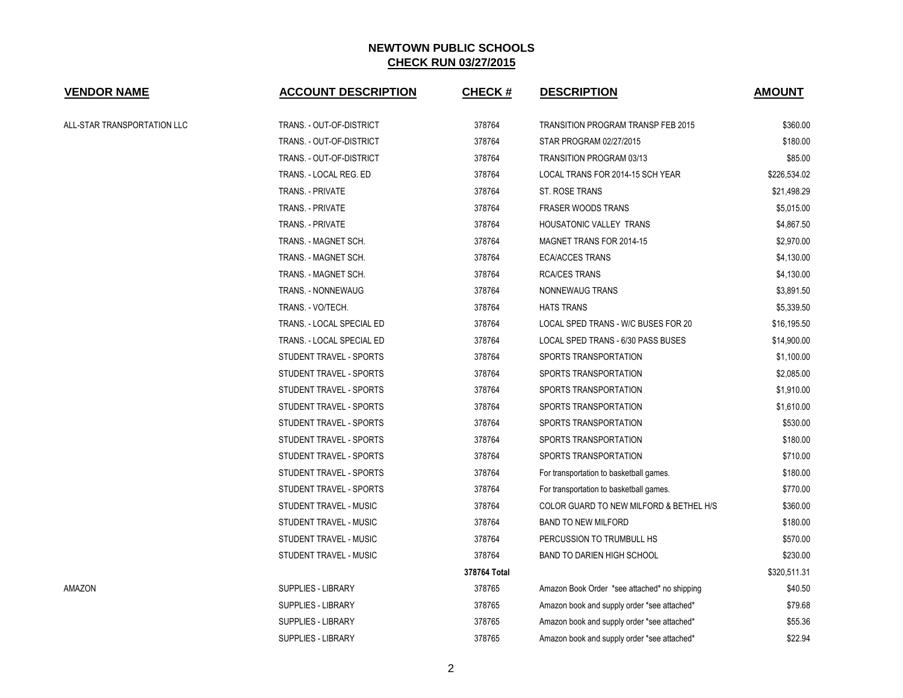## NEWTOWN PUBLIC SCHOOLS
## CHECK RUN 03/27/2015

| VENDOR NAME | ACCOUNT DESCRIPTION | CHECK # | DESCRIPTION | AMOUNT |
|---|---|---|---|---|
| ALL-STAR TRANSPORTATION LLC | TRANS. - OUT-OF-DISTRICT | 378764 | TRANSITION PROGRAM TRANSP FEB 2015 | $360.00 |
| | TRANS. - OUT-OF-DISTRICT | 378764 | STAR PROGRAM 02/27/2015 | $180.00 |
| | TRANS. - OUT-OF-DISTRICT | 378764 | TRANSITION PROGRAM 03/13 | $85.00 |
| | TRANS. - LOCAL REG. ED | 378764 | LOCAL TRANS FOR 2014-15 SCH YEAR | $226,534.02 |
| | TRANS. - PRIVATE | 378764 | ST. ROSE TRANS | $21,498.29 |
| | TRANS. - PRIVATE | 378764 | FRASER WOODS TRANS | $5,015.00 |
| | TRANS. - PRIVATE | 378764 | HOUSATONIC VALLEY TRANS | $4,867.50 |
| | TRANS. - MAGNET SCH. | 378764 | MAGNET TRANS FOR 2014-15 | $2,970.00 |
| | TRANS. - MAGNET SCH. | 378764 | ECA/ACCES TRANS | $4,130.00 |
| | TRANS. - MAGNET SCH. | 378764 | RCA/CES TRANS | $4,130.00 |
| | TRANS. - NONNEWAUG | 378764 | NONNEWAUG TRANS | $3,891.50 |
| | TRANS. - VO/TECH. | 378764 | HATS TRANS | $5,339.50 |
| | TRANS. - LOCAL SPECIAL ED | 378764 | LOCAL SPED TRANS - W/C BUSES FOR 20 | $16,195.50 |
| | TRANS. - LOCAL SPECIAL ED | 378764 | LOCAL SPED TRANS - 6/30 PASS BUSES | $14,900.00 |
| | STUDENT TRAVEL - SPORTS | 378764 | SPORTS TRANSPORTATION | $1,100.00 |
| | STUDENT TRAVEL - SPORTS | 378764 | SPORTS TRANSPORTATION | $2,085.00 |
| | STUDENT TRAVEL - SPORTS | 378764 | SPORTS TRANSPORTATION | $1,910.00 |
| | STUDENT TRAVEL - SPORTS | 378764 | SPORTS TRANSPORTATION | $1,610.00 |
| | STUDENT TRAVEL - SPORTS | 378764 | SPORTS TRANSPORTATION | $530.00 |
| | STUDENT TRAVEL - SPORTS | 378764 | SPORTS TRANSPORTATION | $180.00 |
| | STUDENT TRAVEL - SPORTS | 378764 | SPORTS TRANSPORTATION | $710.00 |
| | STUDENT TRAVEL - SPORTS | 378764 | For transportation to basketball games. | $180.00 |
| | STUDENT TRAVEL - SPORTS | 378764 | For transportation to basketball games. | $770.00 |
| | STUDENT TRAVEL - MUSIC | 378764 | COLOR GUARD TO NEW MILFORD & BETHEL H/S | $360.00 |
| | STUDENT TRAVEL - MUSIC | 378764 | BAND TO NEW MILFORD | $180.00 |
| | STUDENT TRAVEL - MUSIC | 378764 | PERCUSSION TO TRUMBULL HS | $570.00 |
| | STUDENT TRAVEL - MUSIC | 378764 | BAND TO DARIEN HIGH SCHOOL | $230.00 |
| | | **378764 Total** | | $320,511.31 |
| AMAZON | SUPPLIES - LIBRARY | 378765 | Amazon Book Order *see attached* no shipping | $40.50 |
| | SUPPLIES - LIBRARY | 378765 | Amazon book and supply order *see attached* | $79.68 |
| | SUPPLIES - LIBRARY | 378765 | Amazon book and supply order *see attached* | $55.36 |
| | SUPPLIES - LIBRARY | 378765 | Amazon book and supply order *see attached* | $22.94 |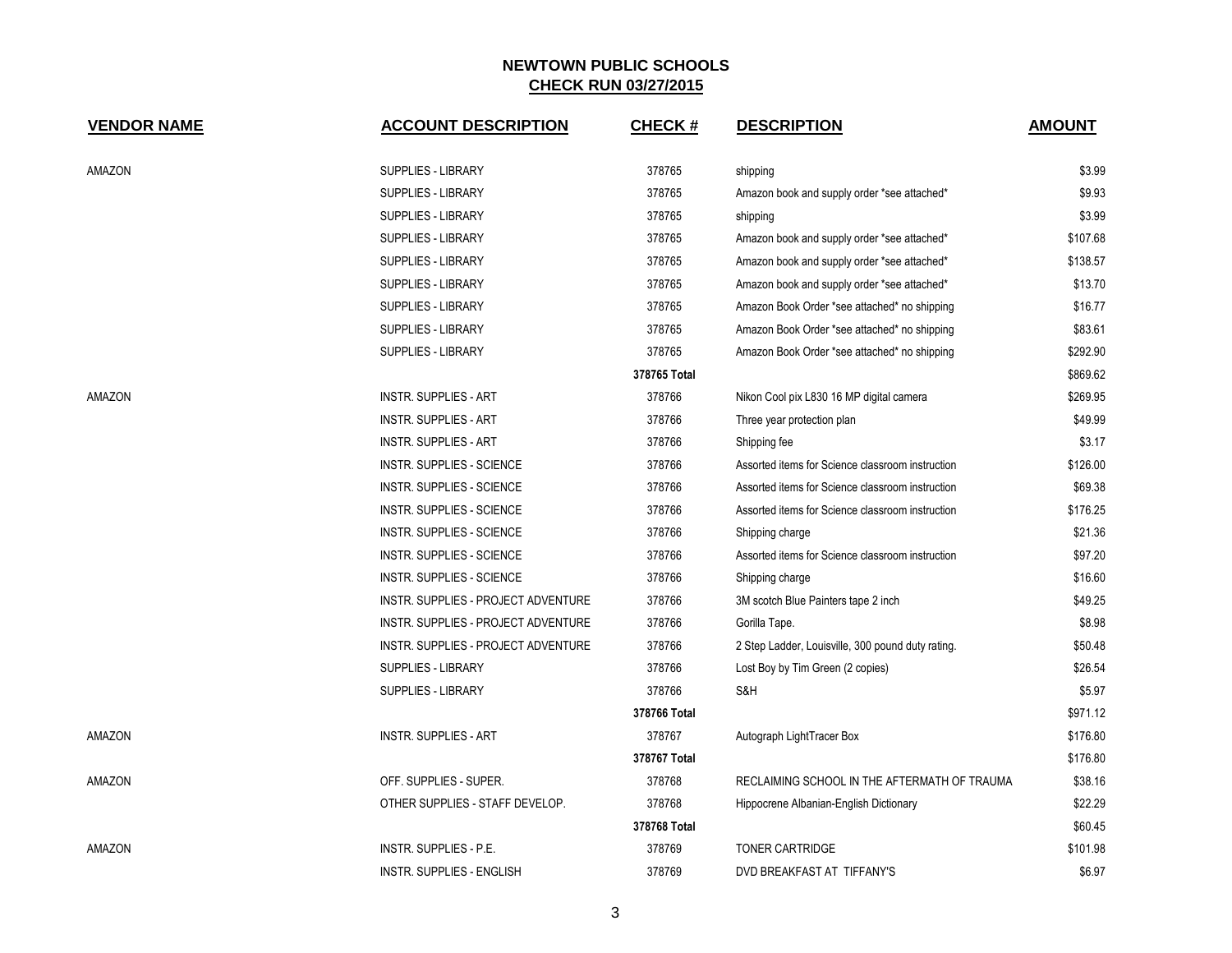## NEWTOWN PUBLIC SCHOOLS
## CHECK RUN 03/27/2015

| VENDOR NAME | ACCOUNT DESCRIPTION | CHECK # | DESCRIPTION | AMOUNT |
|---|---|---|---|---|
| AMAZON | SUPPLIES - LIBRARY | 378765 | shipping | $3.99 |
| | SUPPLIES - LIBRARY | 378765 | Amazon book and supply order *see attached* | $9.93 |
| | SUPPLIES - LIBRARY | 378765 | shipping | $3.99 |
| | SUPPLIES - LIBRARY | 378765 | Amazon book and supply order *see attached* | $107.68 |
| | SUPPLIES - LIBRARY | 378765 | Amazon book and supply order *see attached* | $138.57 |
| | SUPPLIES - LIBRARY | 378765 | Amazon book and supply order *see attached* | $13.70 |
| | SUPPLIES - LIBRARY | 378765 | Amazon Book Order *see attached* no shipping | $16.77 |
| | SUPPLIES - LIBRARY | 378765 | Amazon Book Order *see attached* no shipping | $83.61 |
| | SUPPLIES - LIBRARY | 378765 | Amazon Book Order *see attached* no shipping | $292.90 |
| | | **378765 Total** | | $869.62 |
| AMAZON | INSTR. SUPPLIES - ART | 378766 | Nikon Cool pix L830 16 MP digital camera | $269.95 |
| | INSTR. SUPPLIES - ART | 378766 | Three year protection plan | $49.99 |
| | INSTR. SUPPLIES - ART | 378766 | Shipping fee | $3.17 |
| | INSTR. SUPPLIES - SCIENCE | 378766 | Assorted items for Science classroom instruction | $126.00 |
| | INSTR. SUPPLIES - SCIENCE | 378766 | Assorted items for Science classroom instruction | $69.38 |
| | INSTR. SUPPLIES - SCIENCE | 378766 | Assorted items for Science classroom instruction | $176.25 |
| | INSTR. SUPPLIES - SCIENCE | 378766 | Shipping charge | $21.36 |
| | INSTR. SUPPLIES - SCIENCE | 378766 | Assorted items for Science classroom instruction | $97.20 |
| | INSTR. SUPPLIES - SCIENCE | 378766 | Shipping charge | $16.60 |
| | INSTR. SUPPLIES - PROJECT ADVENTURE | 378766 | 3M scotch Blue Painters tape 2 inch | $49.25 |
| | INSTR. SUPPLIES - PROJECT ADVENTURE | 378766 | Gorilla Tape. | $8.98 |
| | INSTR. SUPPLIES - PROJECT ADVENTURE | 378766 | 2 Step Ladder, Louisville, 300 pound duty rating. | $50.48 |
| | SUPPLIES - LIBRARY | 378766 | Lost Boy by Tim Green (2 copies) | $26.54 |
| | SUPPLIES - LIBRARY | 378766 | S&H | $5.97 |
| | | **378766 Total** | | $971.12 |
| AMAZON | INSTR. SUPPLIES - ART | 378767 | Autograph LightTracer Box | $176.80 |
| | | **378767 Total** | | $176.80 |
| AMAZON | OFF. SUPPLIES - SUPER. | 378768 | RECLAIMING SCHOOL IN THE AFTERMATH OF TRAUMA | $38.16 |
| | OTHER SUPPLIES - STAFF DEVELOP. | 378768 | Hippocrene Albanian-English Dictionary | $22.29 |
| | | **378768 Total** | | $60.45 |
| AMAZON | INSTR. SUPPLIES - P.E. | 378769 | TONER CARTRIDGE | $101.98 |
| | INSTR. SUPPLIES - ENGLISH | 378769 | DVD BREAKFAST AT TIFFANY'S | $6.97 |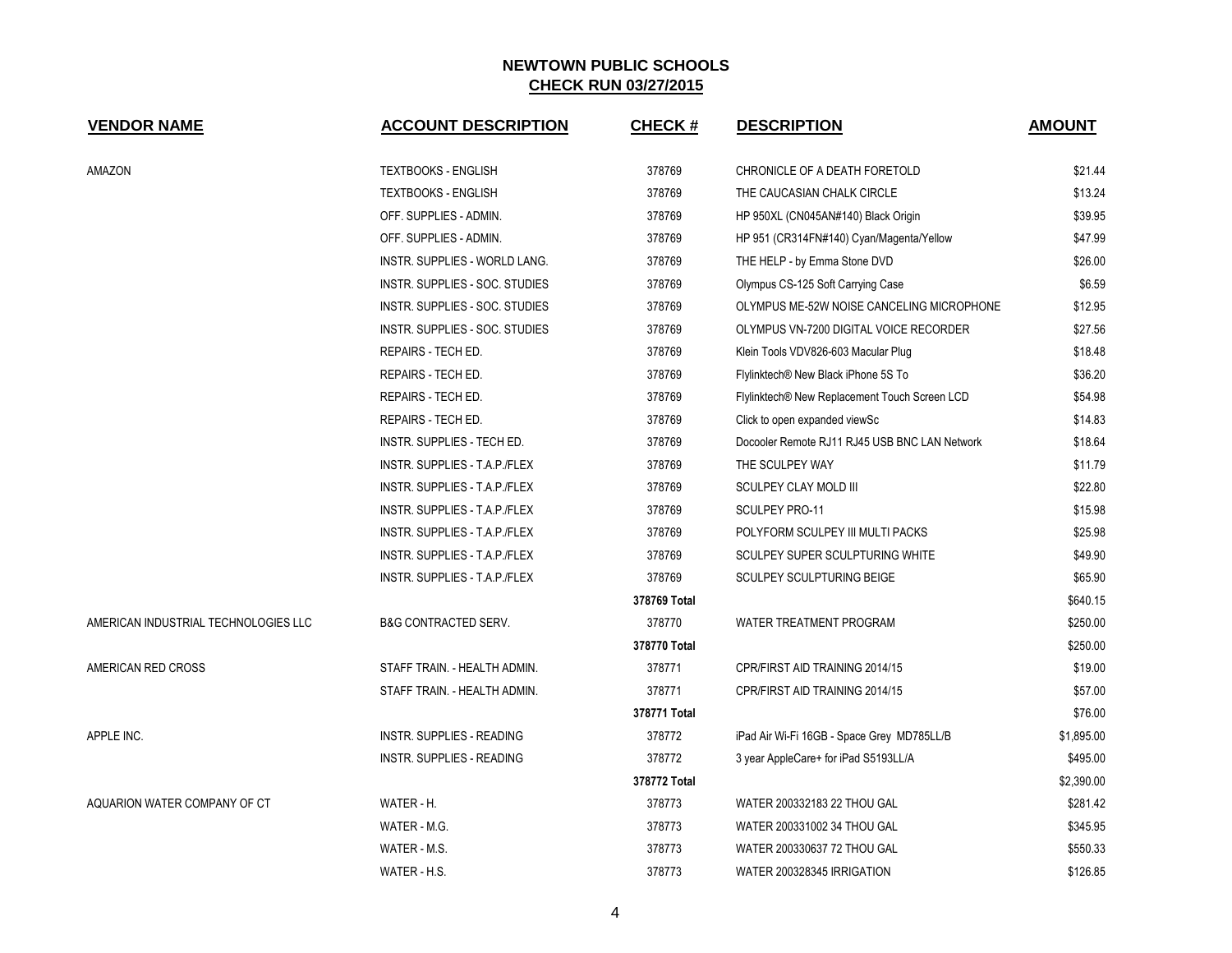## NEWTOWN PUBLIC SCHOOLS

## CHECK RUN 03/27/2015

| VENDOR NAME | ACCOUNT DESCRIPTION | CHECK # | DESCRIPTION | AMOUNT |
|---|---|---|---|---|
| AMAZON | TEXTBOOKS - ENGLISH | 378769 | CHRONICLE OF A DEATH FORETOLD | $21.44 |
| | TEXTBOOKS - ENGLISH | 378769 | THE CAUCASIAN CHALK CIRCLE | $13.24 |
| | OFF. SUPPLIES - ADMIN. | 378769 | HP 950XL (CN045AN#140) Black Origin | $39.95 |
| | OFF. SUPPLIES - ADMIN. | 378769 | HP 951 (CR314FN#140) Cyan/Magenta/Yellow | $47.99 |
| | INSTR. SUPPLIES - WORLD LANG. | 378769 | THE HELP - by Emma Stone DVD | $26.00 |
| | INSTR. SUPPLIES - SOC. STUDIES | 378769 | Olympus CS-125 Soft Carrying Case | $6.59 |
| | INSTR. SUPPLIES - SOC. STUDIES | 378769 | OLYMPUS ME-52W NOISE CANCELING MICROPHONE | $12.95 |
| | INSTR. SUPPLIES - SOC. STUDIES | 378769 | OLYMPUS VN-7200 DIGITAL VOICE RECORDER | $27.56 |
| | REPAIRS - TECH ED. | 378769 | Klein Tools VDV826-603 Macular Plug | $18.48 |
| | REPAIRS - TECH ED. | 378769 | Flylinktech® New Black iPhone 5S To | $36.20 |
| | REPAIRS - TECH ED. | 378769 | Flylinktech® New Replacement Touch Screen LCD | $54.98 |
| | REPAIRS - TECH ED. | 378769 | Click to open expanded viewSc | $14.83 |
| | INSTR. SUPPLIES - TECH ED. | 378769 | Docooler Remote RJ11 RJ45 USB BNC LAN Network | $18.64 |
| | INSTR. SUPPLIES - T.A.P./FLEX | 378769 | THE SCULPEY WAY | $11.79 |
| | INSTR. SUPPLIES - T.A.P./FLEX | 378769 | SCULPEY CLAY MOLD III | $22.80 |
| | INSTR. SUPPLIES - T.A.P./FLEX | 378769 | SCULPEY PRO-11 | $15.98 |
| | INSTR. SUPPLIES - T.A.P./FLEX | 378769 | POLYFORM SCULPEY III MULTI PACKS | $25.98 |
| | INSTR. SUPPLIES - T.A.P./FLEX | 378769 | SCULPEY SUPER SCULPTURING WHITE | $49.90 |
| | INSTR. SUPPLIES - T.A.P./FLEX | 378769 | SCULPEY SCULPTURING BEIGE | $65.90 |
| | | **378769 Total** | | $640.15 |
| AMERICAN INDUSTRIAL TECHNOLOGIES LLC | B&G CONTRACTED SERV. | 378770 | WATER TREATMENT PROGRAM | $250.00 |
| | | **378770 Total** | | $250.00 |
| AMERICAN RED CROSS | STAFF TRAIN. - HEALTH ADMIN. | 378771 | CPR/FIRST AID TRAINING 2014/15 | $19.00 |
| | STAFF TRAIN. - HEALTH ADMIN. | 378771 | CPR/FIRST AID TRAINING 2014/15 | $57.00 |
| | | **378771 Total** | | $76.00 |
| APPLE INC. | INSTR. SUPPLIES - READING | 378772 | iPad Air Wi-Fi 16GB - Space Grey MD785LL/B | $1,895.00 |
| | INSTR. SUPPLIES - READING | 378772 | 3 year AppleCare+ for iPad S5193LL/A | $495.00 |
| | | **378772 Total** | | $2,390.00 |
| AQUARION WATER COMPANY OF CT | WATER - H. | 378773 | WATER 200332183 22 THOU GAL | $281.42 |
| | WATER - M.G. | 378773 | WATER 200331002 34 THOU GAL | $345.95 |
| | WATER - M.S. | 378773 | WATER 200330637 72 THOU GAL | $550.33 |
| | WATER - H.S. | 378773 | WATER 200328345 IRRIGATION | $126.85 |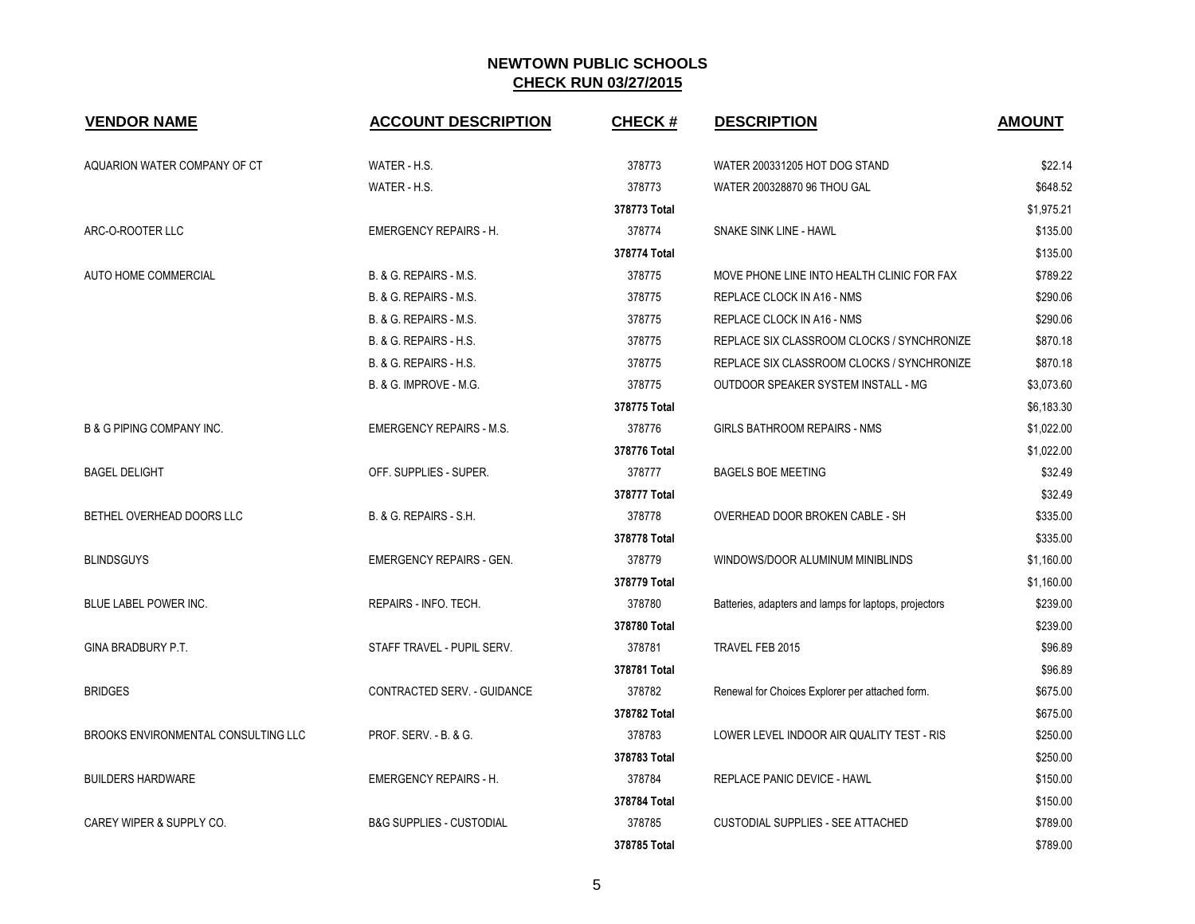## NEWTOWN PUBLIC SCHOOLS

**CHECK RUN 03/27/2015**

| VENDOR NAME | ACCOUNT DESCRIPTION | CHECK # | DESCRIPTION | AMOUNT |
|---|---|---|---|---|
| AQUARION WATER COMPANY OF CT | WATER - H.S. | 378773 | WATER 200331205 HOT DOG STAND | $22.14 |
| | WATER - H.S. | 378773 | WATER 200328870 96 THOU GAL | $648.52 |
| | | **378773 Total** | | $1,975.21 |
| ARC-O-ROOTER LLC | EMERGENCY REPAIRS - H. | 378774 | SNAKE SINK LINE - HAWL | $135.00 |
| | | **378774 Total** | | $135.00 |
| AUTO HOME COMMERCIAL | B. & G. REPAIRS - M.S. | 378775 | MOVE PHONE LINE INTO HEALTH CLINIC FOR FAX | $789.22 |
| | B. & G. REPAIRS - M.S. | 378775 | REPLACE CLOCK IN A16 - NMS | $290.06 |
| | B. & G. REPAIRS - M.S. | 378775 | REPLACE CLOCK IN A16 - NMS | $290.06 |
| | B. & G. REPAIRS - H.S. | 378775 | REPLACE SIX CLASSROOM CLOCKS / SYNCHRONIZE | $870.18 |
| | B. & G. REPAIRS - H.S. | 378775 | REPLACE SIX CLASSROOM CLOCKS / SYNCHRONIZE | $870.18 |
| | B. & G. IMPROVE - M.G. | 378775 | OUTDOOR SPEAKER SYSTEM INSTALL - MG | $3,073.60 |
| | | **378775 Total** | | $6,183.30 |
| B & G PIPING COMPANY INC. | EMERGENCY REPAIRS - M.S. | 378776 | GIRLS BATHROOM REPAIRS - NMS | $1,022.00 |
| | | **378776 Total** | | $1,022.00 |
| BAGEL DELIGHT | OFF. SUPPLIES - SUPER. | 378777 | BAGELS BOE MEETING | $32.49 |
| | | **378777 Total** | | $32.49 |
| BETHEL OVERHEAD DOORS LLC | B. & G. REPAIRS - S.H. | 378778 | OVERHEAD DOOR BROKEN CABLE - SH | $335.00 |
| | | **378778 Total** | | $335.00 |
| BLINDSGUYS | EMERGENCY REPAIRS - GEN. | 378779 | WINDOWS/DOOR ALUMINUM MINIBLINDS | $1,160.00 |
| | | **378779 Total** | | $1,160.00 |
| BLUE LABEL POWER INC. | REPAIRS - INFO. TECH. | 378780 | Batteries, adapters and lamps for laptops, projectors | $239.00 |
| | | **378780 Total** | | $239.00 |
| GINA BRADBURY P.T. | STAFF TRAVEL - PUPIL SERV. | 378781 | TRAVEL FEB 2015 | $96.89 |
| | | **378781 Total** | | $96.89 |
| BRIDGES | CONTRACTED SERV. - GUIDANCE | 378782 | Renewal for Choices Explorer per attached form. | $675.00 |
| | | **378782 Total** | | $675.00 |
| BROOKS ENVIRONMENTAL CONSULTING LLC | PROF. SERV. - B. & G. | 378783 | LOWER LEVEL INDOOR AIR QUALITY TEST - RIS | $250.00 |
| | | **378783 Total** | | $250.00 |
| BUILDERS HARDWARE | EMERGENCY REPAIRS - H. | 378784 | REPLACE PANIC DEVICE - HAWL | $150.00 |
| | | **378784 Total** | | $150.00 |
| CAREY WIPER & SUPPLY CO. | B&G SUPPLIES - CUSTODIAL | 378785 | CUSTODIAL SUPPLIES - SEE ATTACHED | $789.00 |
| | | **378785 Total** | | $789.00 |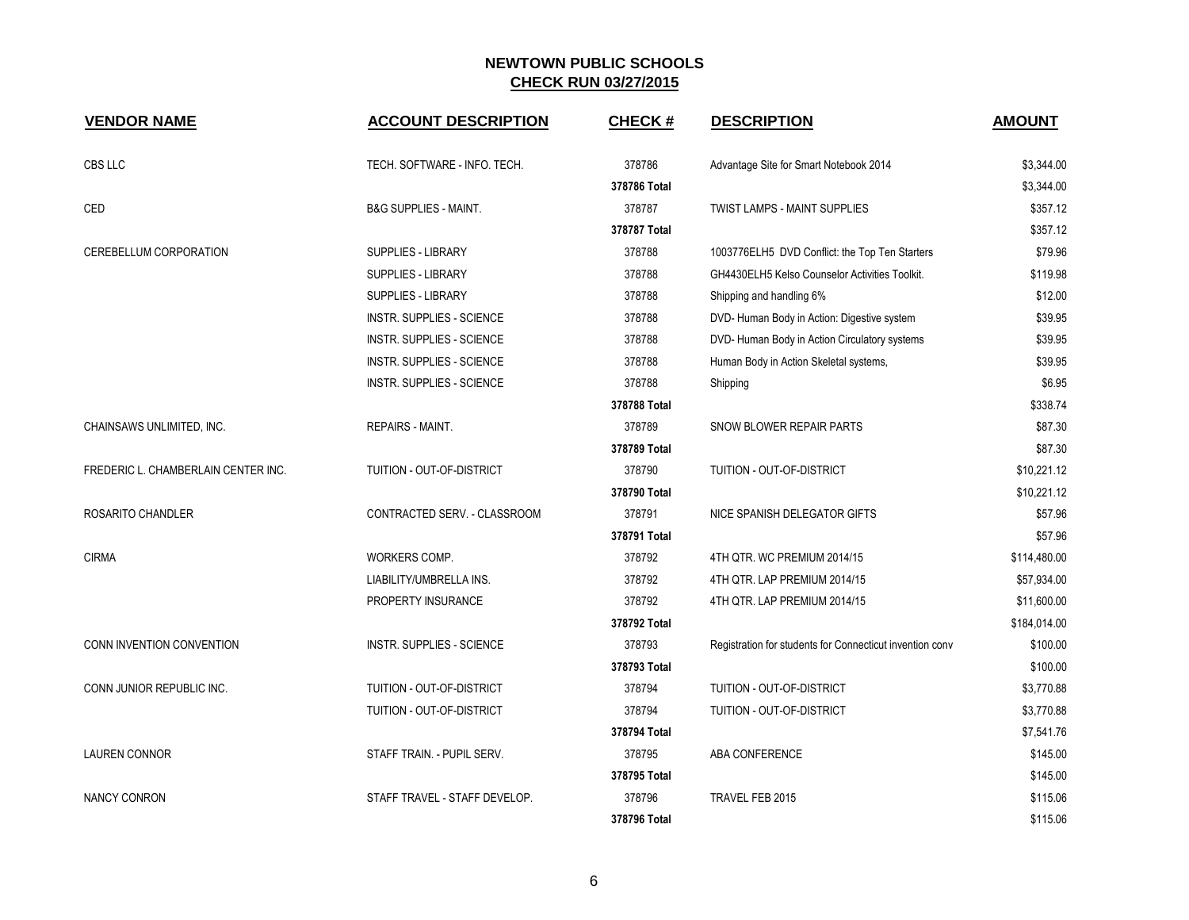## NEWTOWN PUBLIC SCHOOLS
## CHECK RUN 03/27/2015

| VENDOR NAME | ACCOUNT DESCRIPTION | CHECK # | DESCRIPTION | AMOUNT |
|---|---|---|---|---|
| CBS LLC | TECH. SOFTWARE - INFO. TECH. | 378786 | Advantage Site for Smart Notebook 2014 | $3,344.00 |
| | | 378786 Total | | $3,344.00 |
| CED | B&G SUPPLIES - MAINT. | 378787 | TWIST LAMPS - MAINT SUPPLIES | $357.12 |
| | | 378787 Total | | $357.12 |
| CEREBELLUM CORPORATION | SUPPLIES - LIBRARY | 378788 | 1003776ELH5 DVD Conflict: the Top Ten Starters | $79.96 |
| | SUPPLIES - LIBRARY | 378788 | GH4430ELH5 Kelso Counselor Activities Toolkit. | $119.98 |
| | SUPPLIES - LIBRARY | 378788 | Shipping and handling 6% | $12.00 |
| | INSTR. SUPPLIES - SCIENCE | 378788 | DVD- Human Body in Action: Digestive system | $39.95 |
| | INSTR. SUPPLIES - SCIENCE | 378788 | DVD- Human Body in Action Circulatory systems | $39.95 |
| | INSTR. SUPPLIES - SCIENCE | 378788 | Human Body in Action Skeletal systems, | $39.95 |
| | INSTR. SUPPLIES - SCIENCE | 378788 | Shipping | $6.95 |
| | | 378788 Total | | $338.74 |
| CHAINSAWS UNLIMITED, INC. | REPAIRS - MAINT. | 378789 | SNOW BLOWER REPAIR PARTS | $87.30 |
| | | 378789 Total | | $87.30 |
| FREDERIC L. CHAMBERLAIN CENTER INC. | TUITION - OUT-OF-DISTRICT | 378790 | TUITION - OUT-OF-DISTRICT | $10,221.12 |
| | | 378790 Total | | $10,221.12 |
| ROSARITO CHANDLER | CONTRACTED SERV. - CLASSROOM | 378791 | NICE SPANISH DELEGATOR GIFTS | $57.96 |
| | | 378791 Total | | $57.96 |
| CIRMA | WORKERS COMP. | 378792 | 4TH QTR. WC PREMIUM 2014/15 | $114,480.00 |
| | LIABILITY/UMBRELLA INS. | 378792 | 4TH QTR. LAP PREMIUM 2014/15 | $57,934.00 |
| | PROPERTY INSURANCE | 378792 | 4TH QTR. LAP PREMIUM 2014/15 | $11,600.00 |
| | | 378792 Total | | $184,014.00 |
| CONN INVENTION CONVENTION | INSTR. SUPPLIES - SCIENCE | 378793 | Registration for students for Connecticut invention conv | $100.00 |
| | | 378793 Total | | $100.00 |
| CONN JUNIOR REPUBLIC INC. | TUITION - OUT-OF-DISTRICT | 378794 | TUITION - OUT-OF-DISTRICT | $3,770.88 |
| | TUITION - OUT-OF-DISTRICT | 378794 | TUITION - OUT-OF-DISTRICT | $3,770.88 |
| | | 378794 Total | | $7,541.76 |
| LAUREN CONNOR | STAFF TRAIN. - PUPIL SERV. | 378795 | ABA CONFERENCE | $145.00 |
| | | 378795 Total | | $145.00 |
| NANCY CONRON | STAFF TRAVEL - STAFF DEVELOP. | 378796 | TRAVEL FEB 2015 | $115.06 |
| | | 378796 Total | | $115.06 |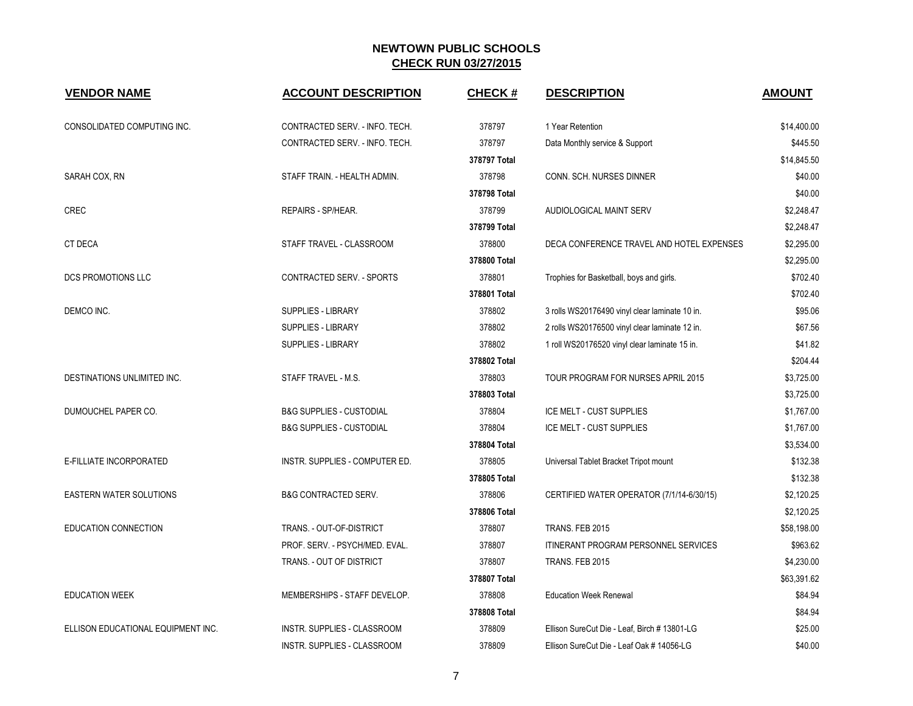## NEWTOWN PUBLIC SCHOOLS
## CHECK RUN 03/27/2015

| VENDOR NAME | ACCOUNT DESCRIPTION | CHECK # | DESCRIPTION | AMOUNT |
|---|---|---|---|---|
| CONSOLIDATED COMPUTING INC. | CONTRACTED SERV. - INFO. TECH. | 378797 | 1 Year Retention | $14,400.00 |
| | CONTRACTED SERV. - INFO. TECH. | 378797 | Data Monthly service & Support | $445.50 |
| | | **378797 Total** | | $14,845.50 |
| SARAH COX, RN | STAFF TRAIN. - HEALTH ADMIN. | 378798 | CONN. SCH. NURSES DINNER | $40.00 |
| | | **378798 Total** | | $40.00 |
| CREC | REPAIRS - SP/HEAR. | 378799 | AUDIOLOGICAL MAINT SERV | $2,248.47 |
| | | **378799 Total** | | $2,248.47 |
| CT DECA | STAFF TRAVEL - CLASSROOM | 378800 | DECA CONFERENCE TRAVEL AND HOTEL EXPENSES | $2,295.00 |
| | | **378800 Total** | | $2,295.00 |
| DCS PROMOTIONS LLC | CONTRACTED SERV. - SPORTS | 378801 | Trophies for Basketball, boys and girls. | $702.40 |
| | | **378801 Total** | | $702.40 |
| DEMCO INC. | SUPPLIES - LIBRARY | 378802 | 3 rolls WS20176490 vinyl clear laminate 10 in. | $95.06 |
| | SUPPLIES - LIBRARY | 378802 | 2 rolls WS20176500 vinyl clear laminate 12 in. | $67.56 |
| | SUPPLIES - LIBRARY | 378802 | 1 roll WS20176520 vinyl clear laminate 15 in. | $41.82 |
| | | **378802 Total** | | $204.44 |
| DESTINATIONS UNLIMITED INC. | STAFF TRAVEL - M.S. | 378803 | TOUR PROGRAM FOR NURSES APRIL 2015 | $3,725.00 |
| | | **378803 Total** | | $3,725.00 |
| DUMOUCHEL PAPER CO. | B&G SUPPLIES - CUSTODIAL | 378804 | ICE MELT - CUST SUPPLIES | $1,767.00 |
| | B&G SUPPLIES - CUSTODIAL | 378804 | ICE MELT - CUST SUPPLIES | $1,767.00 |
| | | **378804 Total** | | $3,534.00 |
| E-FILLIATE INCORPORATED | INSTR. SUPPLIES - COMPUTER ED. | 378805 | Universal Tablet Bracket Tripot mount | $132.38 |
| | | **378805 Total** | | $132.38 |
| EASTERN WATER SOLUTIONS | B&G CONTRACTED SERV. | 378806 | CERTIFIED WATER OPERATOR (7/1/14-6/30/15) | $2,120.25 |
| | | **378806 Total** | | $2,120.25 |
| EDUCATION CONNECTION | TRANS. - OUT-OF-DISTRICT | 378807 | TRANS. FEB 2015 | $58,198.00 |
| | PROF. SERV. - PSYCH/MED. EVAL. | 378807 | ITINERANT PROGRAM PERSONNEL SERVICES | $963.62 |
| | TRANS. - OUT OF DISTRICT | 378807 | TRANS. FEB 2015 | $4,230.00 |
| | | **378807 Total** | | $63,391.62 |
| EDUCATION WEEK | MEMBERSHIPS - STAFF DEVELOP. | 378808 | Education Week Renewal | $84.94 |
| | | **378808 Total** | | $84.94 |
| ELLISON EDUCATIONAL EQUIPMENT INC. | INSTR. SUPPLIES - CLASSROOM | 378809 | Ellison SureCut Die - Leaf, Birch # 13801-LG | $25.00 |
| | INSTR. SUPPLIES - CLASSROOM | 378809 | Ellison SureCut Die - Leaf Oak # 14056-LG | $40.00 |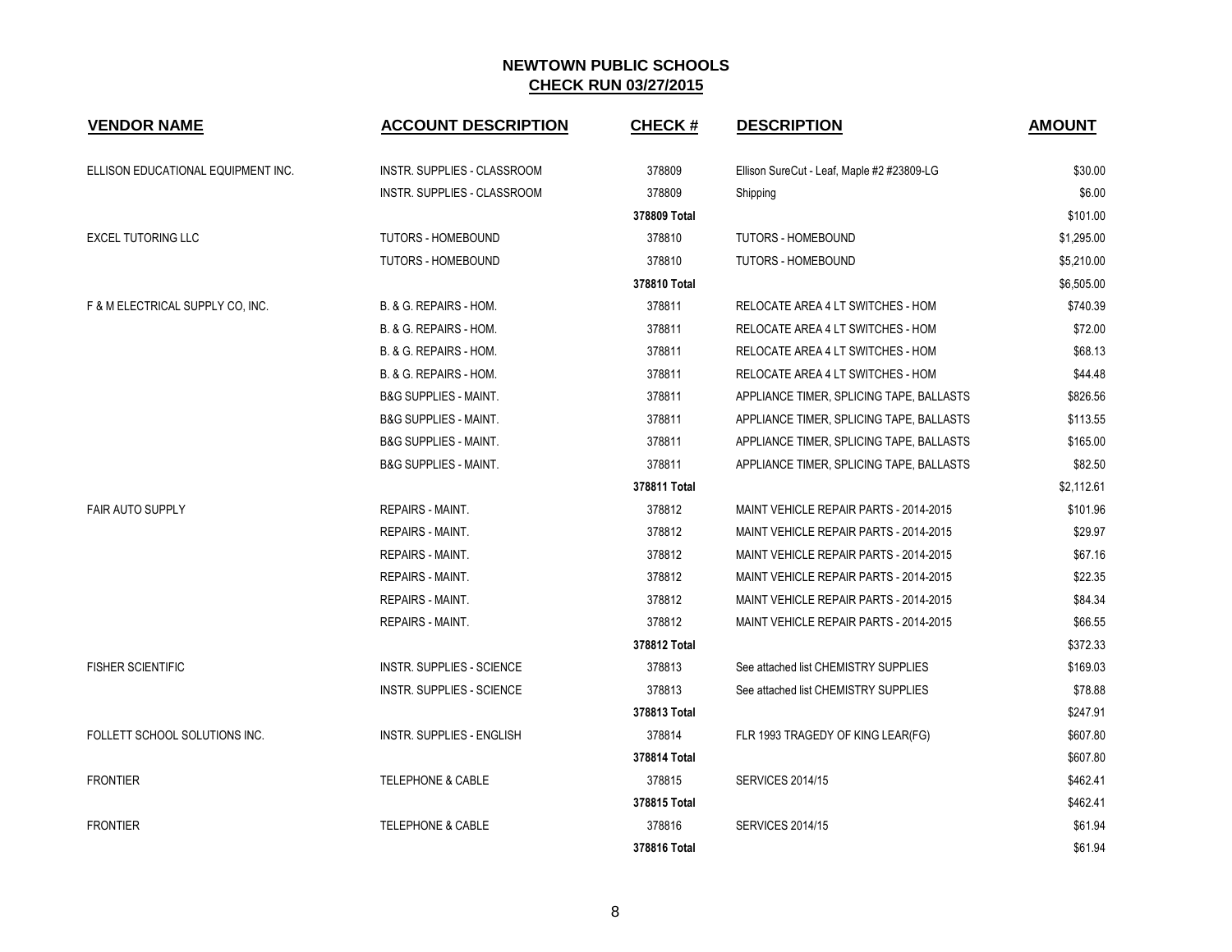# NEWTOWN PUBLIC SCHOOLS

## CHECK RUN 03/27/2015

| VENDOR NAME | ACCOUNT DESCRIPTION | CHECK # | DESCRIPTION | AMOUNT |
|---|---|---|---|---|
| ELLISON EDUCATIONAL EQUIPMENT INC. | INSTR. SUPPLIES - CLASSROOM | 378809 | Ellison SureCut - Leaf, Maple #2 #23809-LG | $30.00 |
| | INSTR. SUPPLIES - CLASSROOM | 378809 | Shipping | $6.00 |
| | | 378809 Total | | $101.00 |
| EXCEL TUTORING LLC | TUTORS - HOMEBOUND | 378810 | TUTORS - HOMEBOUND | $1,295.00 |
| | TUTORS - HOMEBOUND | 378810 | TUTORS - HOMEBOUND | $5,210.00 |
| | | 378810 Total | | $6,505.00 |
| F & M ELECTRICAL SUPPLY CO, INC. | B. & G. REPAIRS - HOM. | 378811 | RELOCATE AREA 4 LT SWITCHES - HOM | $740.39 |
| | B. & G. REPAIRS - HOM. | 378811 | RELOCATE AREA 4 LT SWITCHES - HOM | $72.00 |
| | B. & G. REPAIRS - HOM. | 378811 | RELOCATE AREA 4 LT SWITCHES - HOM | $68.13 |
| | B. & G. REPAIRS - HOM. | 378811 | RELOCATE AREA 4 LT SWITCHES - HOM | $44.48 |
| | B&G SUPPLIES - MAINT. | 378811 | APPLIANCE TIMER, SPLICING TAPE, BALLASTS | $826.56 |
| | B&G SUPPLIES - MAINT. | 378811 | APPLIANCE TIMER, SPLICING TAPE, BALLASTS | $113.55 |
| | B&G SUPPLIES - MAINT. | 378811 | APPLIANCE TIMER, SPLICING TAPE, BALLASTS | $165.00 |
| | B&G SUPPLIES - MAINT. | 378811 | APPLIANCE TIMER, SPLICING TAPE, BALLASTS | $82.50 |
| | | 378811 Total | | $2,112.61 |
| FAIR AUTO SUPPLY | REPAIRS - MAINT. | 378812 | MAINT VEHICLE REPAIR PARTS - 2014-2015 | $101.96 |
| | REPAIRS - MAINT. | 378812 | MAINT VEHICLE REPAIR PARTS - 2014-2015 | $29.97 |
| | REPAIRS - MAINT. | 378812 | MAINT VEHICLE REPAIR PARTS - 2014-2015 | $67.16 |
| | REPAIRS - MAINT. | 378812 | MAINT VEHICLE REPAIR PARTS - 2014-2015 | $22.35 |
| | REPAIRS - MAINT. | 378812 | MAINT VEHICLE REPAIR PARTS - 2014-2015 | $84.34 |
| | REPAIRS - MAINT. | 378812 | MAINT VEHICLE REPAIR PARTS - 2014-2015 | $66.55 |
| | | 378812 Total | | $372.33 |
| FISHER SCIENTIFIC | INSTR. SUPPLIES - SCIENCE | 378813 | See attached list CHEMISTRY SUPPLIES | $169.03 |
| | INSTR. SUPPLIES - SCIENCE | 378813 | See attached list CHEMISTRY SUPPLIES | $78.88 |
| | | 378813 Total | | $247.91 |
| FOLLETT SCHOOL SOLUTIONS INC. | INSTR. SUPPLIES - ENGLISH | 378814 | FLR 1993 TRAGEDY OF KING LEAR(FG) | $607.80 |
| | | 378814 Total | | $607.80 |
| FRONTIER | TELEPHONE & CABLE | 378815 | SERVICES 2014/15 | $462.41 |
| | | 378815 Total | | $462.41 |
| FRONTIER | TELEPHONE & CABLE | 378816 | SERVICES 2014/15 | $61.94 |
| | | 378816 Total | | $61.94 |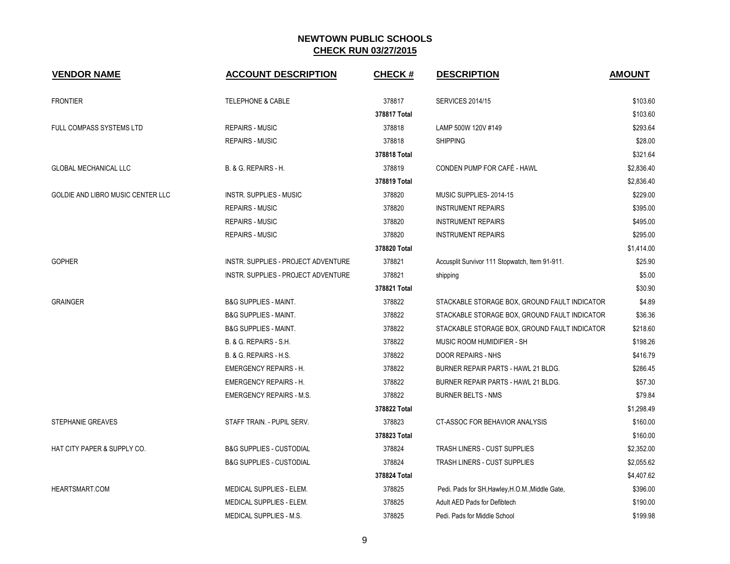# NEWTOWN PUBLIC SCHOOLS

## CHECK RUN 03/27/2015

| VENDOR NAME | ACCOUNT DESCRIPTION | CHECK # | DESCRIPTION | AMOUNT |
|---|---|---|---|---|
| FRONTIER | TELEPHONE & CABLE | 378817 | SERVICES 2014/15 | $103.60 |
| | | **378817 Total** | | $103.60 |
| FULL COMPASS SYSTEMS LTD | REPAIRS - MUSIC | 378818 | LAMP 500W 120V #149 | $293.64 |
| | REPAIRS - MUSIC | 378818 | SHIPPING | $28.00 |
| | | **378818 Total** | | $321.64 |
| GLOBAL MECHANICAL LLC | B. & G. REPAIRS - H. | 378819 | CONDEN PUMP FOR CAFÉ - HAWL | $2,836.40 |
| | | **378819 Total** | | $2,836.40 |
| GOLDIE AND LIBRO MUSIC CENTER LLC | INSTR. SUPPLIES - MUSIC | 378820 | MUSIC SUPPLIES- 2014-15 | $229.00 |
| | REPAIRS - MUSIC | 378820 | INSTRUMENT REPAIRS | $395.00 |
| | REPAIRS - MUSIC | 378820 | INSTRUMENT REPAIRS | $495.00 |
| | REPAIRS - MUSIC | 378820 | INSTRUMENT REPAIRS | $295.00 |
| | | **378820 Total** | | $1,414.00 |
| GOPHER | INSTR. SUPPLIES - PROJECT ADVENTURE | 378821 | Accusplit Survivor 111 Stopwatch, Item 91-911. | $25.90 |
| | INSTR. SUPPLIES - PROJECT ADVENTURE | 378821 | shipping | $5.00 |
| | | **378821 Total** | | $30.90 |
| GRAINGER | B&G SUPPLIES - MAINT. | 378822 | STACKABLE STORAGE BOX, GROUND FAULT INDICATOR | $4.89 |
| | B&G SUPPLIES - MAINT. | 378822 | STACKABLE STORAGE BOX, GROUND FAULT INDICATOR | $36.36 |
| | B&G SUPPLIES - MAINT. | 378822 | STACKABLE STORAGE BOX, GROUND FAULT INDICATOR | $218.60 |
| | B. & G. REPAIRS - S.H. | 378822 | MUSIC ROOM HUMIDIFIER - SH | $198.26 |
| | B. & G. REPAIRS - H.S. | 378822 | DOOR REPAIRS - NHS | $416.79 |
| | EMERGENCY REPAIRS - H. | 378822 | BURNER REPAIR PARTS - HAWL 21 BLDG. | $286.45 |
| | EMERGENCY REPAIRS - H. | 378822 | BURNER REPAIR PARTS - HAWL 21 BLDG. | $57.30 |
| | EMERGENCY REPAIRS - M.S. | 378822 | BURNER BELTS - NMS | $79.84 |
| | | **378822 Total** | | $1,298.49 |
| STEPHANIE GREAVES | STAFF TRAIN. - PUPIL SERV. | 378823 | CT-ASSOC FOR BEHAVIOR ANALYSIS | $160.00 |
| | | **378823 Total** | | $160.00 |
| HAT CITY PAPER & SUPPLY CO. | B&G SUPPLIES - CUSTODIAL | 378824 | TRASH LINERS - CUST SUPPLIES | $2,352.00 |
| | B&G SUPPLIES - CUSTODIAL | 378824 | TRASH LINERS - CUST SUPPLIES | $2,055.62 |
| | | **378824 Total** | | $4,407.62 |
| HEARTSMART.COM | MEDICAL SUPPLIES - ELEM. | 378825 | Pedi. Pads for SH,Hawley,H.O.M.,Middle Gate, | $396.00 |
| | MEDICAL SUPPLIES - ELEM. | 378825 | Adult AED Pads for Defibtech | $190.00 |
| | MEDICAL SUPPLIES - M.S. | 378825 | Pedi. Pads for Middle School | $199.98 |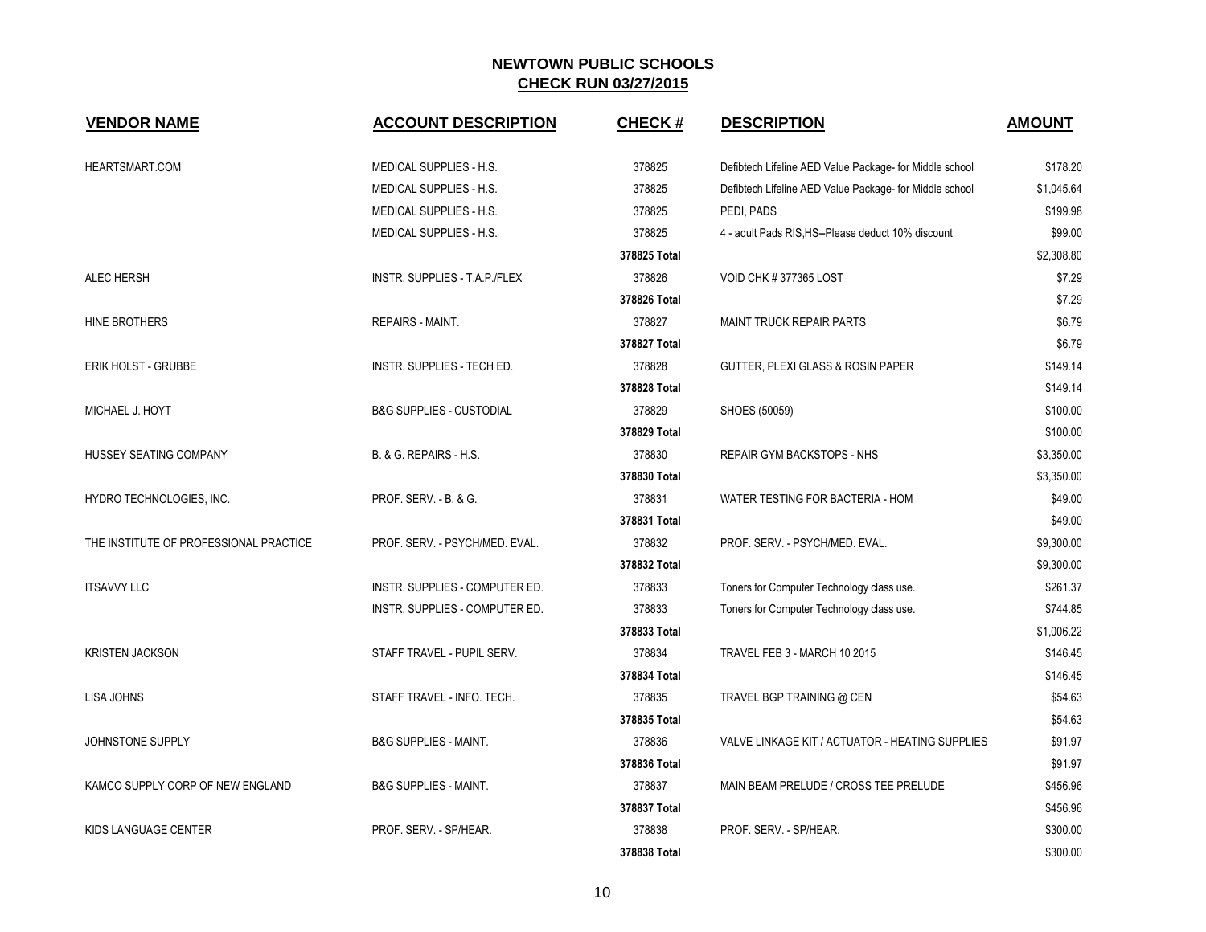# NEWTOWN PUBLIC SCHOOLS

## CHECK RUN 03/27/2015

| VENDOR NAME | ACCOUNT DESCRIPTION | CHECK # | DESCRIPTION | AMOUNT |
|---|---|---|---|---|
| HEARTSMART.COM | MEDICAL SUPPLIES - H.S. | 378825 | Defibtech Lifeline AED Value Package- for Middle school | $178.20 |
| | MEDICAL SUPPLIES - H.S. | 378825 | Defibtech Lifeline AED Value Package- for Middle school | $1,045.64 |
| | MEDICAL SUPPLIES - H.S. | 378825 | PEDI, PADS | $199.98 |
| | MEDICAL SUPPLIES - H.S. | 378825 | 4 - adult Pads RIS,HS--Please deduct 10% discount | $99.00 |
| | | **378825 Total** | | $2,308.80 |
| ALEC HERSH | INSTR. SUPPLIES - T.A.P./FLEX | 378826 | VOID CHK # 377365 LOST | $7.29 |
| | | **378826 Total** | | $7.29 |
| HINE BROTHERS | REPAIRS - MAINT. | 378827 | MAINT TRUCK REPAIR PARTS | $6.79 |
| | | **378827 Total** | | $6.79 |
| ERIK HOLST - GRUBBE | INSTR. SUPPLIES - TECH ED. | 378828 | GUTTER, PLEXI GLASS & ROSIN PAPER | $149.14 |
| | | **378828 Total** | | $149.14 |
| MICHAEL J. HOYT | B&G SUPPLIES - CUSTODIAL | 378829 | SHOES (50059) | $100.00 |
| | | **378829 Total** | | $100.00 |
| HUSSEY SEATING COMPANY | B. & G. REPAIRS - H.S. | 378830 | REPAIR GYM BACKSTOPS - NHS | $3,350.00 |
| | | **378830 Total** | | $3,350.00 |
| HYDRO TECHNOLOGIES, INC. | PROF. SERV. - B. & G. | 378831 | WATER TESTING FOR BACTERIA - HOM | $49.00 |
| | | **378831 Total** | | $49.00 |
| THE INSTITUTE OF PROFESSIONAL PRACTICE | PROF. SERV. - PSYCH/MED. EVAL. | 378832 | PROF. SERV. - PSYCH/MED. EVAL. | $9,300.00 |
| | | **378832 Total** | | $9,300.00 |
| ITSAVVY LLC | INSTR. SUPPLIES - COMPUTER ED. | 378833 | Toners for Computer Technology class use. | $261.37 |
| | INSTR. SUPPLIES - COMPUTER ED. | 378833 | Toners for Computer Technology class use. | $744.85 |
| | | **378833 Total** | | $1,006.22 |
| KRISTEN JACKSON | STAFF TRAVEL - PUPIL SERV. | 378834 | TRAVEL FEB 3 - MARCH 10 2015 | $146.45 |
| | | **378834 Total** | | $146.45 |
| LISA JOHNS | STAFF TRAVEL - INFO. TECH. | 378835 | TRAVEL BGP TRAINING @ CEN | $54.63 |
| | | **378835 Total** | | $54.63 |
| JOHNSTONE SUPPLY | B&G SUPPLIES - MAINT. | 378836 | VALVE LINKAGE KIT / ACTUATOR - HEATING SUPPLIES | $91.97 |
| | | **378836 Total** | | $91.97 |
| KAMCO SUPPLY CORP OF NEW ENGLAND | B&G SUPPLIES - MAINT. | 378837 | MAIN BEAM PRELUDE / CROSS TEE PRELUDE | $456.96 |
| | | **378837 Total** | | $456.96 |
| KIDS LANGUAGE CENTER | PROF. SERV. - SP/HEAR. | 378838 | PROF. SERV. - SP/HEAR. | $300.00 |
| | | **378838 Total** | | $300.00 |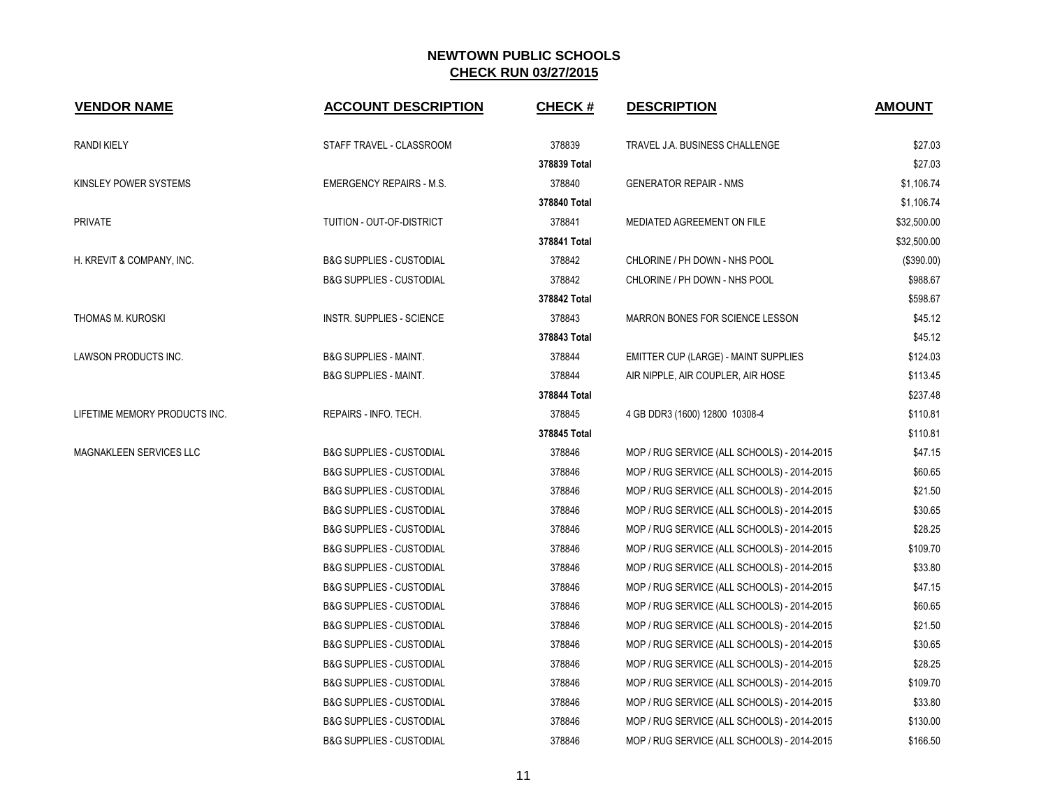# NEWTOWN PUBLIC SCHOOLS

## CHECK RUN 03/27/2015

| VENDOR NAME | ACCOUNT DESCRIPTION | CHECK # | DESCRIPTION | AMOUNT |
|---|---|---|---|---|
| RANDI KIELY | STAFF TRAVEL - CLASSROOM | 378839 | TRAVEL J.A. BUSINESS CHALLENGE | $27.03 |
| | | **378839 Total** | | $27.03 |
| KINSLEY POWER SYSTEMS | EMERGENCY REPAIRS - M.S. | 378840 | GENERATOR REPAIR - NMS | $1,106.74 |
| | | **378840 Total** | | $1,106.74 |
| PRIVATE | TUITION - OUT-OF-DISTRICT | 378841 | MEDIATED AGREEMENT ON FILE | $32,500.00 |
| | | **378841 Total** | | $32,500.00 |
| H. KREVIT & COMPANY, INC. | B&G SUPPLIES - CUSTODIAL | 378842 | CHLORINE / PH DOWN - NHS POOL | ($390.00) |
| | B&G SUPPLIES - CUSTODIAL | 378842 | CHLORINE / PH DOWN - NHS POOL | $988.67 |
| | | **378842 Total** | | $598.67 |
| THOMAS M. KUROSKI | INSTR. SUPPLIES - SCIENCE | 378843 | MARRON BONES FOR SCIENCE LESSON | $45.12 |
| | | **378843 Total** | | $45.12 |
| LAWSON PRODUCTS INC. | B&G SUPPLIES - MAINT. | 378844 | EMITTER CUP (LARGE) - MAINT SUPPLIES | $124.03 |
| | B&G SUPPLIES - MAINT. | 378844 | AIR NIPPLE, AIR COUPLER, AIR HOSE | $113.45 |
| | | **378844 Total** | | $237.48 |
| LIFETIME MEMORY PRODUCTS INC. | REPAIRS - INFO. TECH. | 378845 | 4 GB DDR3 (1600) 12800 10308-4 | $110.81 |
| | | **378845 Total** | | $110.81 |
| MAGNAKLEEN SERVICES LLC | B&G SUPPLIES - CUSTODIAL | 378846 | MOP / RUG SERVICE (ALL SCHOOLS) - 2014-2015 | $47.15 |
| | B&G SUPPLIES - CUSTODIAL | 378846 | MOP / RUG SERVICE (ALL SCHOOLS) - 2014-2015 | $60.65 |
| | B&G SUPPLIES - CUSTODIAL | 378846 | MOP / RUG SERVICE (ALL SCHOOLS) - 2014-2015 | $21.50 |
| | B&G SUPPLIES - CUSTODIAL | 378846 | MOP / RUG SERVICE (ALL SCHOOLS) - 2014-2015 | $30.65 |
| | B&G SUPPLIES - CUSTODIAL | 378846 | MOP / RUG SERVICE (ALL SCHOOLS) - 2014-2015 | $28.25 |
| | B&G SUPPLIES - CUSTODIAL | 378846 | MOP / RUG SERVICE (ALL SCHOOLS) - 2014-2015 | $109.70 |
| | B&G SUPPLIES - CUSTODIAL | 378846 | MOP / RUG SERVICE (ALL SCHOOLS) - 2014-2015 | $33.80 |
| | B&G SUPPLIES - CUSTODIAL | 378846 | MOP / RUG SERVICE (ALL SCHOOLS) - 2014-2015 | $47.15 |
| | B&G SUPPLIES - CUSTODIAL | 378846 | MOP / RUG SERVICE (ALL SCHOOLS) - 2014-2015 | $60.65 |
| | B&G SUPPLIES - CUSTODIAL | 378846 | MOP / RUG SERVICE (ALL SCHOOLS) - 2014-2015 | $21.50 |
| | B&G SUPPLIES - CUSTODIAL | 378846 | MOP / RUG SERVICE (ALL SCHOOLS) - 2014-2015 | $30.65 |
| | B&G SUPPLIES - CUSTODIAL | 378846 | MOP / RUG SERVICE (ALL SCHOOLS) - 2014-2015 | $28.25 |
| | B&G SUPPLIES - CUSTODIAL | 378846 | MOP / RUG SERVICE (ALL SCHOOLS) - 2014-2015 | $109.70 |
| | B&G SUPPLIES - CUSTODIAL | 378846 | MOP / RUG SERVICE (ALL SCHOOLS) - 2014-2015 | $33.80 |
| | B&G SUPPLIES - CUSTODIAL | 378846 | MOP / RUG SERVICE (ALL SCHOOLS) - 2014-2015 | $130.00 |
| | B&G SUPPLIES - CUSTODIAL | 378846 | MOP / RUG SERVICE (ALL SCHOOLS) - 2014-2015 | $166.50 |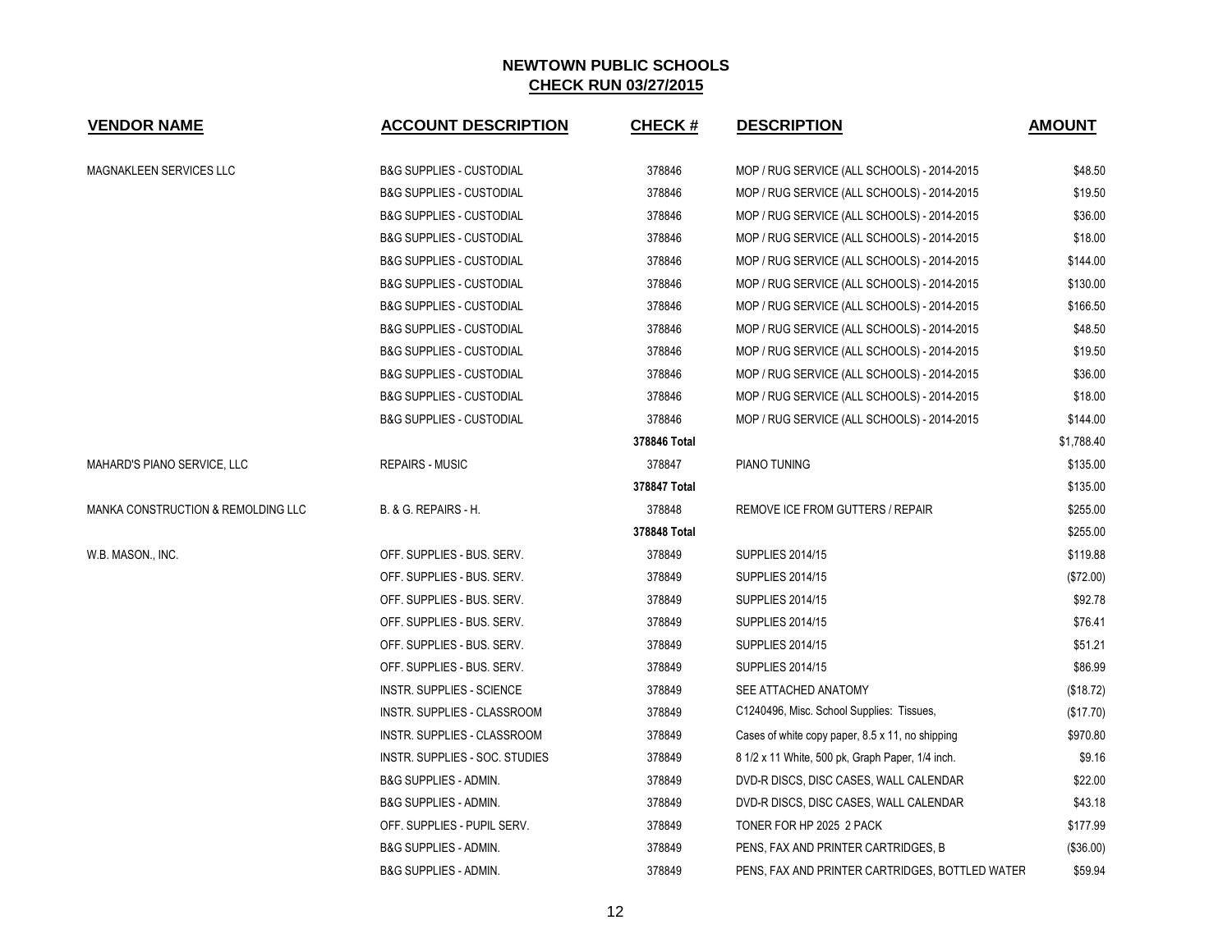# NEWTOWN PUBLIC SCHOOLS

## CHECK RUN 03/27/2015

| VENDOR NAME | ACCOUNT DESCRIPTION | CHECK # | DESCRIPTION | AMOUNT |
|---|---|---|---|---|
| MAGNAKLEEN SERVICES LLC | B&G SUPPLIES - CUSTODIAL | 378846 | MOP / RUG SERVICE (ALL SCHOOLS) - 2014-2015 | $48.50 |
| | B&G SUPPLIES - CUSTODIAL | 378846 | MOP / RUG SERVICE (ALL SCHOOLS) - 2014-2015 | $19.50 |
| | B&G SUPPLIES - CUSTODIAL | 378846 | MOP / RUG SERVICE (ALL SCHOOLS) - 2014-2015 | $36.00 |
| | B&G SUPPLIES - CUSTODIAL | 378846 | MOP / RUG SERVICE (ALL SCHOOLS) - 2014-2015 | $18.00 |
| | B&G SUPPLIES - CUSTODIAL | 378846 | MOP / RUG SERVICE (ALL SCHOOLS) - 2014-2015 | $144.00 |
| | B&G SUPPLIES - CUSTODIAL | 378846 | MOP / RUG SERVICE (ALL SCHOOLS) - 2014-2015 | $130.00 |
| | B&G SUPPLIES - CUSTODIAL | 378846 | MOP / RUG SERVICE (ALL SCHOOLS) - 2014-2015 | $166.50 |
| | B&G SUPPLIES - CUSTODIAL | 378846 | MOP / RUG SERVICE (ALL SCHOOLS) - 2014-2015 | $48.50 |
| | B&G SUPPLIES - CUSTODIAL | 378846 | MOP / RUG SERVICE (ALL SCHOOLS) - 2014-2015 | $19.50 |
| | B&G SUPPLIES - CUSTODIAL | 378846 | MOP / RUG SERVICE (ALL SCHOOLS) - 2014-2015 | $36.00 |
| | B&G SUPPLIES - CUSTODIAL | 378846 | MOP / RUG SERVICE (ALL SCHOOLS) - 2014-2015 | $18.00 |
| | B&G SUPPLIES - CUSTODIAL | 378846 | MOP / RUG SERVICE (ALL SCHOOLS) - 2014-2015 | $144.00 |
| | | **378846 Total** | | $1,788.40 |
| MAHARD'S PIANO SERVICE, LLC | REPAIRS - MUSIC | 378847 | PIANO TUNING | $135.00 |
| | | **378847 Total** | | $135.00 |
| MANKA CONSTRUCTION & REMOLDING LLC | B. & G. REPAIRS - H. | 378848 | REMOVE ICE FROM GUTTERS / REPAIR | $255.00 |
| | | **378848 Total** | | $255.00 |
| W.B. MASON., INC. | OFF. SUPPLIES - BUS. SERV. | 378849 | SUPPLIES 2014/15 | $119.88 |
| | OFF. SUPPLIES - BUS. SERV. | 378849 | SUPPLIES 2014/15 | ($72.00) |
| | OFF. SUPPLIES - BUS. SERV. | 378849 | SUPPLIES 2014/15 | $92.78 |
| | OFF. SUPPLIES - BUS. SERV. | 378849 | SUPPLIES 2014/15 | $76.41 |
| | OFF. SUPPLIES - BUS. SERV. | 378849 | SUPPLIES 2014/15 | $51.21 |
| | OFF. SUPPLIES - BUS. SERV. | 378849 | SUPPLIES 2014/15 | $86.99 |
| | INSTR. SUPPLIES - SCIENCE | 378849 | SEE ATTACHED ANATOMY | ($18.72) |
| | INSTR. SUPPLIES - CLASSROOM | 378849 | C1240496, Misc. School Supplies: Tissues, | ($17.70) |
| | INSTR. SUPPLIES - CLASSROOM | 378849 | Cases of white copy paper, 8.5 x 11, no shipping | $970.80 |
| | INSTR. SUPPLIES - SOC. STUDIES | 378849 | 8 1/2 x 11 White, 500 pk, Graph Paper, 1/4 inch. | $9.16 |
| | B&G SUPPLIES - ADMIN. | 378849 | DVD-R DISCS, DISC CASES, WALL CALENDAR | $22.00 |
| | B&G SUPPLIES - ADMIN. | 378849 | DVD-R DISCS, DISC CASES, WALL CALENDAR | $43.18 |
| | OFF. SUPPLIES - PUPIL SERV. | 378849 | TONER FOR HP 2025 2 PACK | $177.99 |
| | B&G SUPPLIES - ADMIN. | 378849 | PENS, FAX AND PRINTER CARTRIDGES, B | ($36.00) |
| | B&G SUPPLIES - ADMIN. | 378849 | PENS, FAX AND PRINTER CARTRIDGES, BOTTLED WATER | $59.94 |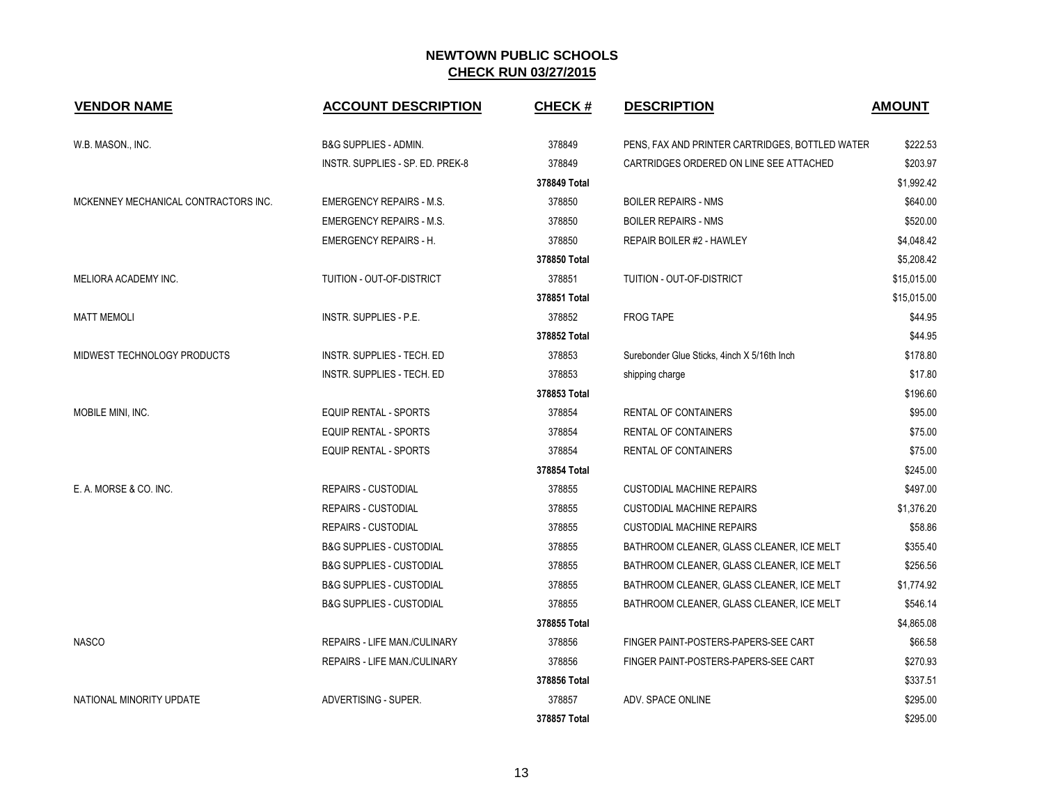# NEWTOWN PUBLIC SCHOOLS

## CHECK RUN 03/27/2015

| VENDOR NAME | ACCOUNT DESCRIPTION | CHECK # | DESCRIPTION | AMOUNT |
|---|---|---|---|---|
| W.B. MASON., INC. | B&G SUPPLIES - ADMIN. | 378849 | PENS, FAX AND PRINTER CARTRIDGES, BOTTLED WATER | $222.53 |
| | INSTR. SUPPLIES - SP. ED. PREK-8 | 378849 | CARTRIDGES ORDERED ON LINE SEE ATTACHED | $203.97 |
| | | **378849 Total** | | $1,992.42 |
| MCKENNEY MECHANICAL CONTRACTORS INC. | EMERGENCY REPAIRS - M.S. | 378850 | BOILER REPAIRS - NMS | $640.00 |
| | EMERGENCY REPAIRS - M.S. | 378850 | BOILER REPAIRS - NMS | $520.00 |
| | EMERGENCY REPAIRS - H. | 378850 | REPAIR BOILER #2 - HAWLEY | $4,048.42 |
| | | **378850 Total** | | $5,208.42 |
| MELIORA ACADEMY INC. | TUITION - OUT-OF-DISTRICT | 378851 | TUITION - OUT-OF-DISTRICT | $15,015.00 |
| | | **378851 Total** | | $15,015.00 |
| MATT MEMOLI | INSTR. SUPPLIES - P.E. | 378852 | FROG TAPE | $44.95 |
| | | **378852 Total** | | $44.95 |
| MIDWEST TECHNOLOGY PRODUCTS | INSTR. SUPPLIES - TECH. ED | 378853 | Surebonder Glue Sticks, 4inch X 5/16th Inch | $178.80 |
| | INSTR. SUPPLIES - TECH. ED | 378853 | shipping charge | $17.80 |
| | | **378853 Total** | | $196.60 |
| MOBILE MINI, INC. | EQUIP RENTAL - SPORTS | 378854 | RENTAL OF CONTAINERS | $95.00 |
| | EQUIP RENTAL - SPORTS | 378854 | RENTAL OF CONTAINERS | $75.00 |
| | EQUIP RENTAL - SPORTS | 378854 | RENTAL OF CONTAINERS | $75.00 |
| | | **378854 Total** | | $245.00 |
| E. A. MORSE & CO. INC. | REPAIRS - CUSTODIAL | 378855 | CUSTODIAL MACHINE REPAIRS | $497.00 |
| | REPAIRS - CUSTODIAL | 378855 | CUSTODIAL MACHINE REPAIRS | $1,376.20 |
| | REPAIRS - CUSTODIAL | 378855 | CUSTODIAL MACHINE REPAIRS | $58.86 |
| | B&G SUPPLIES - CUSTODIAL | 378855 | BATHROOM CLEANER, GLASS CLEANER, ICE MELT | $355.40 |
| | B&G SUPPLIES - CUSTODIAL | 378855 | BATHROOM CLEANER, GLASS CLEANER, ICE MELT | $256.56 |
| | B&G SUPPLIES - CUSTODIAL | 378855 | BATHROOM CLEANER, GLASS CLEANER, ICE MELT | $1,774.92 |
| | B&G SUPPLIES - CUSTODIAL | 378855 | BATHROOM CLEANER, GLASS CLEANER, ICE MELT | $546.14 |
| | | **378855 Total** | | $4,865.08 |
| NASCO | REPAIRS - LIFE MAN./CULINARY | 378856 | FINGER PAINT-POSTERS-PAPERS-SEE CART | $66.58 |
| | REPAIRS - LIFE MAN./CULINARY | 378856 | FINGER PAINT-POSTERS-PAPERS-SEE CART | $270.93 |
| | | **378856 Total** | | $337.51 |
| NATIONAL MINORITY UPDATE | ADVERTISING - SUPER. | 378857 | ADV. SPACE ONLINE | $295.00 |
| | | **378857 Total** | | $295.00 |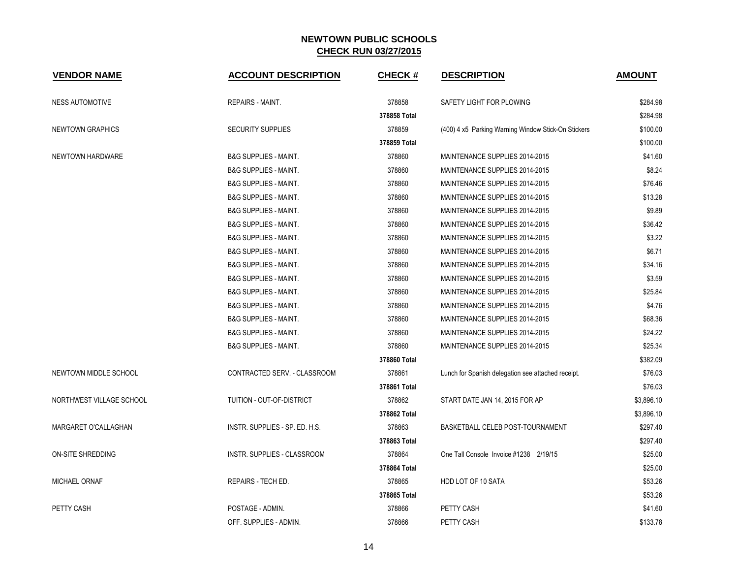# NEWTOWN PUBLIC SCHOOLS

## CHECK RUN 03/27/2015

| VENDOR NAME | ACCOUNT DESCRIPTION | CHECK # | DESCRIPTION | AMOUNT |
|---|---|---|---|---|
| NESS AUTOMOTIVE | REPAIRS - MAINT. | 378858 | SAFETY LIGHT FOR PLOWING | $284.98 |
| | | 378858 Total | | $284.98 |
| NEWTOWN GRAPHICS | SECURITY SUPPLIES | 378859 | (400) 4 x5 Parking Warning Window Stick-On Stickers | $100.00 |
| | | 378859 Total | | $100.00 |
| NEWTOWN HARDWARE | B&G SUPPLIES - MAINT. | 378860 | MAINTENANCE SUPPLIES 2014-2015 | $41.60 |
| | B&G SUPPLIES - MAINT. | 378860 | MAINTENANCE SUPPLIES 2014-2015 | $8.24 |
| | B&G SUPPLIES - MAINT. | 378860 | MAINTENANCE SUPPLIES 2014-2015 | $76.46 |
| | B&G SUPPLIES - MAINT. | 378860 | MAINTENANCE SUPPLIES 2014-2015 | $13.28 |
| | B&G SUPPLIES - MAINT. | 378860 | MAINTENANCE SUPPLIES 2014-2015 | $9.89 |
| | B&G SUPPLIES - MAINT. | 378860 | MAINTENANCE SUPPLIES 2014-2015 | $36.42 |
| | B&G SUPPLIES - MAINT. | 378860 | MAINTENANCE SUPPLIES 2014-2015 | $3.22 |
| | B&G SUPPLIES - MAINT. | 378860 | MAINTENANCE SUPPLIES 2014-2015 | $6.71 |
| | B&G SUPPLIES - MAINT. | 378860 | MAINTENANCE SUPPLIES 2014-2015 | $34.16 |
| | B&G SUPPLIES - MAINT. | 378860 | MAINTENANCE SUPPLIES 2014-2015 | $3.59 |
| | B&G SUPPLIES - MAINT. | 378860 | MAINTENANCE SUPPLIES 2014-2015 | $25.84 |
| | B&G SUPPLIES - MAINT. | 378860 | MAINTENANCE SUPPLIES 2014-2015 | $4.76 |
| | B&G SUPPLIES - MAINT. | 378860 | MAINTENANCE SUPPLIES 2014-2015 | $68.36 |
| | B&G SUPPLIES - MAINT. | 378860 | MAINTENANCE SUPPLIES 2014-2015 | $24.22 |
| | B&G SUPPLIES - MAINT. | 378860 | MAINTENANCE SUPPLIES 2014-2015 | $25.34 |
| | | 378860 Total | | $382.09 |
| NEWTOWN MIDDLE SCHOOL | CONTRACTED SERV. - CLASSROOM | 378861 | Lunch for Spanish delegation see attached receipt. | $76.03 |
| | | 378861 Total | | $76.03 |
| NORTHWEST VILLAGE SCHOOL | TUITION - OUT-OF-DISTRICT | 378862 | START DATE JAN 14, 2015 FOR AP | $3,896.10 |
| | | 378862 Total | | $3,896.10 |
| MARGARET O'CALLAGHAN | INSTR. SUPPLIES - SP. ED. H.S. | 378863 | BASKETBALL CELEB POST-TOURNAMENT | $297.40 |
| | | 378863 Total | | $297.40 |
| ON-SITE SHREDDING | INSTR. SUPPLIES - CLASSROOM | 378864 | One Tall Console Invoice #1238 2/19/15 | $25.00 |
| | | 378864 Total | | $25.00 |
| MICHAEL ORNAF | REPAIRS - TECH ED. | 378865 | HDD LOT OF 10 SATA | $53.26 |
| | | 378865 Total | | $53.26 |
| PETTY CASH | POSTAGE - ADMIN. | 378866 | PETTY CASH | $41.60 |
| | OFF. SUPPLIES - ADMIN. | 378866 | PETTY CASH | $133.78 |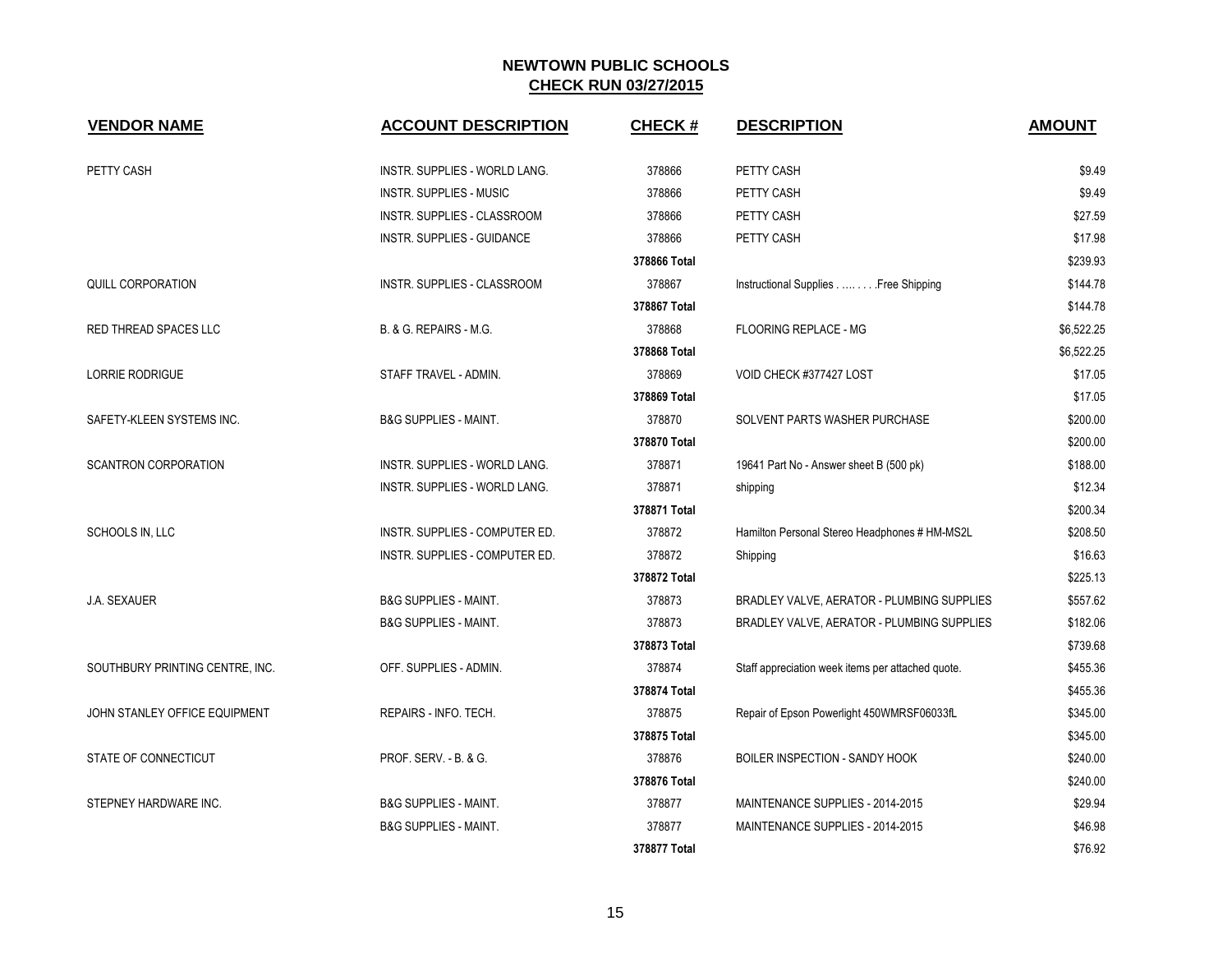# NEWTOWN PUBLIC SCHOOLS

## CHECK RUN 03/27/2015

| VENDOR NAME | ACCOUNT DESCRIPTION | CHECK # | DESCRIPTION | AMOUNT |
|---|---|---|---|---|
| PETTY CASH | INSTR. SUPPLIES - WORLD LANG. | 378866 | PETTY CASH | $9.49 |
| | INSTR. SUPPLIES - MUSIC | 378866 | PETTY CASH | $9.49 |
| | INSTR. SUPPLIES - CLASSROOM | 378866 | PETTY CASH | $27.59 |
| | INSTR. SUPPLIES - GUIDANCE | 378866 | PETTY CASH | $17.98 |
| | | 378866 Total | | $239.93 |
| QUILL CORPORATION | INSTR. SUPPLIES - CLASSROOM | 378867 | Instructional Supplies . …. . . . .Free Shipping | $144.78 |
| | | 378867 Total | | $144.78 |
| RED THREAD SPACES LLC | B. & G. REPAIRS - M.G. | 378868 | FLOORING REPLACE - MG | $6,522.25 |
| | | 378868 Total | | $6,522.25 |
| LORRIE RODRIGUE | STAFF TRAVEL - ADMIN. | 378869 | VOID CHECK #377427 LOST | $17.05 |
| | | 378869 Total | | $17.05 |
| SAFETY-KLEEN SYSTEMS INC. | B&G SUPPLIES - MAINT. | 378870 | SOLVENT PARTS WASHER PURCHASE | $200.00 |
| | | 378870 Total | | $200.00 |
| SCANTRON CORPORATION | INSTR. SUPPLIES - WORLD LANG. | 378871 | 19641 Part No - Answer sheet B (500 pk) | $188.00 |
| | INSTR. SUPPLIES - WORLD LANG. | 378871 | shipping | $12.34 |
| | | 378871 Total | | $200.34 |
| SCHOOLS IN, LLC | INSTR. SUPPLIES - COMPUTER ED. | 378872 | Hamilton Personal Stereo Headphones # HM-MS2L | $208.50 |
| | INSTR. SUPPLIES - COMPUTER ED. | 378872 | Shipping | $16.63 |
| | | 378872 Total | | $225.13 |
| J.A. SEXAUER | B&G SUPPLIES - MAINT. | 378873 | BRADLEY VALVE, AERATOR - PLUMBING SUPPLIES | $557.62 |
| | B&G SUPPLIES - MAINT. | 378873 | BRADLEY VALVE, AERATOR - PLUMBING SUPPLIES | $182.06 |
| | | 378873 Total | | $739.68 |
| SOUTHBURY PRINTING CENTRE, INC. | OFF. SUPPLIES - ADMIN. | 378874 | Staff appreciation week items per attached quote. | $455.36 |
| | | 378874 Total | | $455.36 |
| JOHN STANLEY OFFICE EQUIPMENT | REPAIRS - INFO. TECH. | 378875 | Repair of Epson Powerlight 450WMRSF06033fL | $345.00 |
| | | 378875 Total | | $345.00 |
| STATE OF CONNECTICUT | PROF. SERV. - B. & G. | 378876 | BOILER INSPECTION - SANDY HOOK | $240.00 |
| | | 378876 Total | | $240.00 |
| STEPNEY HARDWARE INC. | B&G SUPPLIES - MAINT. | 378877 | MAINTENANCE SUPPLIES - 2014-2015 | $29.94 |
| | B&G SUPPLIES - MAINT. | 378877 | MAINTENANCE SUPPLIES - 2014-2015 | $46.98 |
| | | 378877 Total | | $76.92 |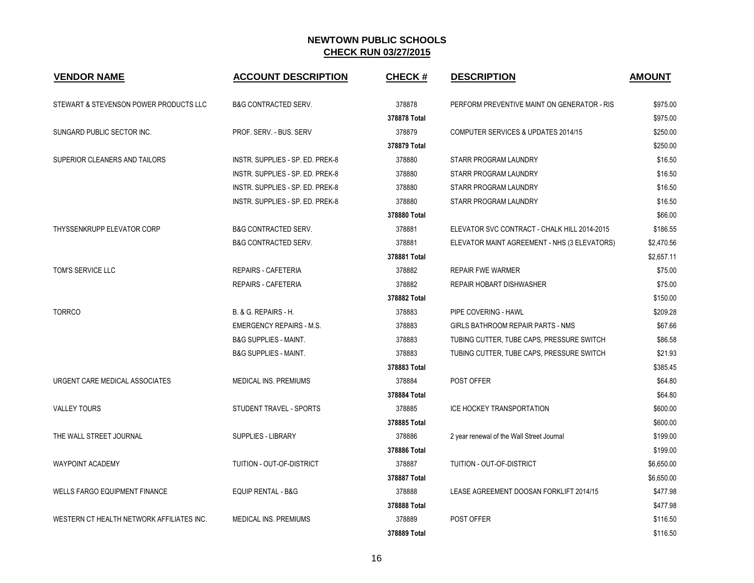# NEWTOWN PUBLIC SCHOOLS
## CHECK RUN 03/27/2015

| VENDOR NAME | ACCOUNT DESCRIPTION | CHECK # | DESCRIPTION | AMOUNT |
|---|---|---|---|---|
| STEWART & STEVENSON POWER PRODUCTS LLC | B&G CONTRACTED SERV. | 378878 | PERFORM PREVENTIVE MAINT ON GENERATOR - RIS | $975.00 |
| | | **378878 Total** | | $975.00 |
| SUNGARD PUBLIC SECTOR INC. | PROF. SERV. - BUS. SERV | 378879 | COMPUTER SERVICES & UPDATES 2014/15 | $250.00 |
| | | **378879 Total** | | $250.00 |
| SUPERIOR CLEANERS AND TAILORS | INSTR. SUPPLIES - SP. ED. PREK-8 | 378880 | STARR PROGRAM LAUNDRY | $16.50 |
| | INSTR. SUPPLIES - SP. ED. PREK-8 | 378880 | STARR PROGRAM LAUNDRY | $16.50 |
| | INSTR. SUPPLIES - SP. ED. PREK-8 | 378880 | STARR PROGRAM LAUNDRY | $16.50 |
| | INSTR. SUPPLIES - SP. ED. PREK-8 | 378880 | STARR PROGRAM LAUNDRY | $16.50 |
| | | **378880 Total** | | $66.00 |
| THYSSENKRUPP ELEVATOR CORP | B&G CONTRACTED SERV. | 378881 | ELEVATOR SVC CONTRACT - CHALK HILL 2014-2015 | $186.55 |
| | B&G CONTRACTED SERV. | 378881 | ELEVATOR MAINT AGREEMENT - NHS (3 ELEVATORS) | $2,470.56 |
| | | **378881 Total** | | $2,657.11 |
| TOM'S SERVICE LLC | REPAIRS - CAFETERIA | 378882 | REPAIR FWE WARMER | $75.00 |
| | REPAIRS - CAFETERIA | 378882 | REPAIR HOBART DISHWASHER | $75.00 |
| | | **378882 Total** | | $150.00 |
| TORRCO | B. & G. REPAIRS - H. | 378883 | PIPE COVERING - HAWL | $209.28 |
| | EMERGENCY REPAIRS - M.S. | 378883 | GIRLS BATHROOM REPAIR PARTS - NMS | $67.66 |
| | B&G SUPPLIES - MAINT. | 378883 | TUBING CUTTER, TUBE CAPS, PRESSURE SWITCH | $86.58 |
| | B&G SUPPLIES - MAINT. | 378883 | TUBING CUTTER, TUBE CAPS, PRESSURE SWITCH | $21.93 |
| | | **378883 Total** | | $385.45 |
| URGENT CARE MEDICAL ASSOCIATES | MEDICAL INS. PREMIUMS | 378884 | POST OFFER | $64.80 |
| | | **378884 Total** | | $64.80 |
| VALLEY TOURS | STUDENT TRAVEL - SPORTS | 378885 | ICE HOCKEY TRANSPORTATION | $600.00 |
| | | **378885 Total** | | $600.00 |
| THE WALL STREET JOURNAL | SUPPLIES - LIBRARY | 378886 | 2 year renewal of the Wall Street Journal | $199.00 |
| | | **378886 Total** | | $199.00 |
| WAYPOINT ACADEMY | TUITION - OUT-OF-DISTRICT | 378887 | TUITION - OUT-OF-DISTRICT | $6,650.00 |
| | | **378887 Total** | | $6,650.00 |
| WELLS FARGO EQUIPMENT FINANCE | EQUIP RENTAL - B&G | 378888 | LEASE AGREEMENT DOOSAN FORKLIFT 2014/15 | $477.98 |
| | | **378888 Total** | | $477.98 |
| WESTERN CT HEALTH NETWORK AFFILIATES INC. | MEDICAL INS. PREMIUMS | 378889 | POST OFFER | $116.50 |
| | | **378889 Total** | | $116.50 |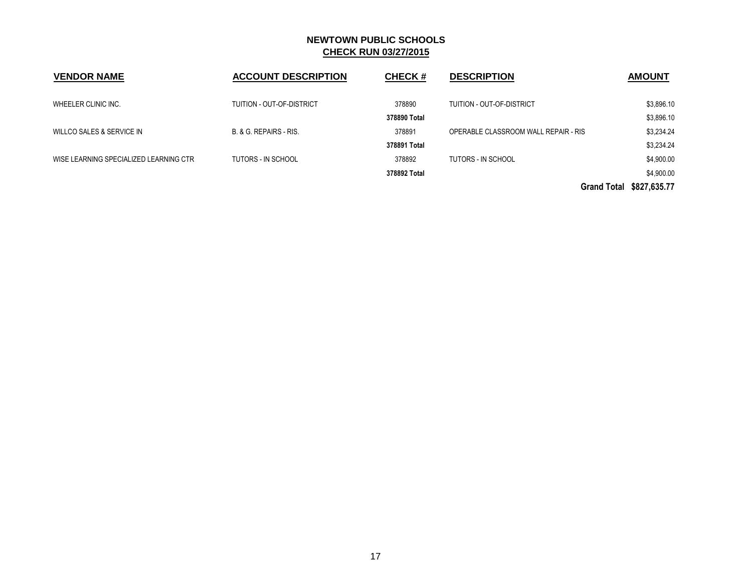**NEWTOWN PUBLIC SCHOOLS**

**CHECK RUN 03/27/2015**

| VENDOR NAME | ACCOUNT DESCRIPTION | CHECK # | DESCRIPTION | AMOUNT |
|---|---|---|---|---|
| WHEELER CLINIC INC. | TUITION - OUT-OF-DISTRICT | 378890 | TUITION - OUT-OF-DISTRICT | $3,896.10 |
| | | **378890 Total** | | $3,896.10 |
| WILLCO SALES & SERVICE IN | B. & G. REPAIRS - RIS. | 378891 | OPERABLE CLASSROOM WALL REPAIR - RIS | $3,234.24 |
| | | **378891 Total** | | $3,234.24 |
| WISE LEARNING SPECIALIZED LEARNING CTR | TUTORS - IN SCHOOL | 378892 | TUTORS - IN SCHOOL | $4,900.00 |
| | | **378892 Total** | | $4,900.00 |
| | | | **Grand Total** | **$827,635.77** |